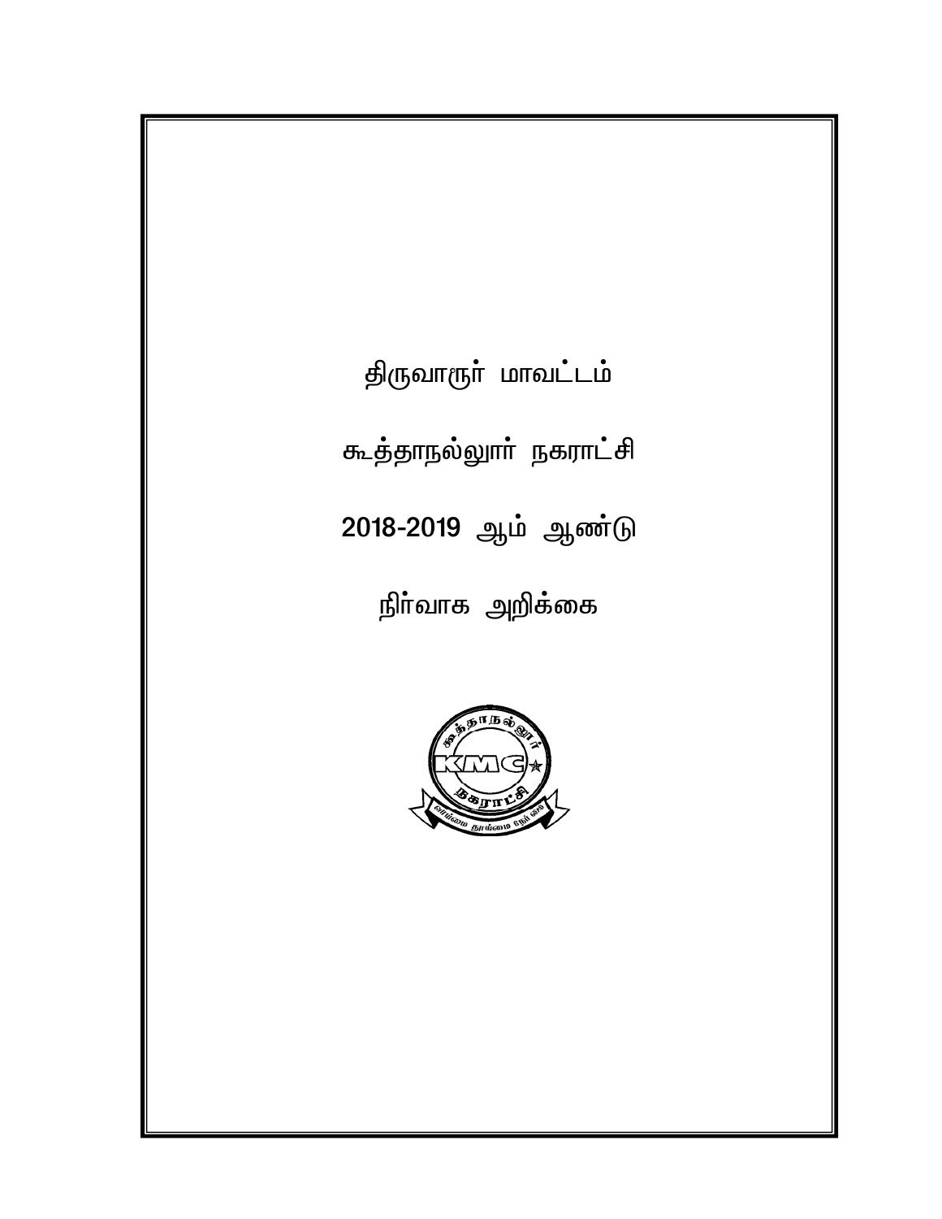# திருவாரூர் மாவட்டம்

# கூத்தாநல்லூர் நகராட்சி

# 2018-2019 ஆம் ஆண்டு

# நிர்வாக அறிக்கை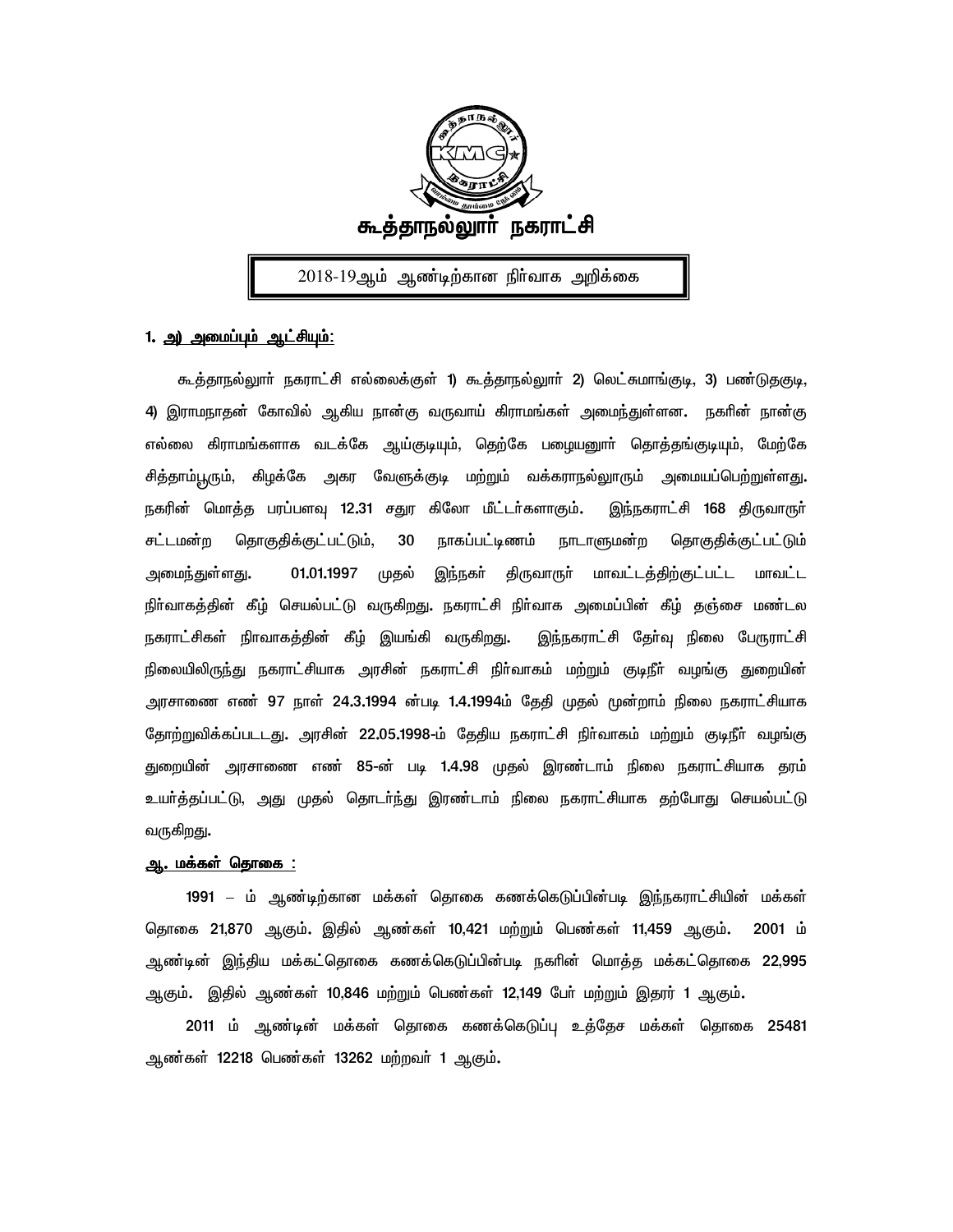# கூத்தாநல்லூர் நகராட்சி

2018-19ஆம் ஆண்டிற்கான நிர்வாக அறிக்கை

**1. அ) அமைப்பும் ஆட்சியும்:**

கூத்தாநல்லூர் நகராட்சி எல்லைக்குள் 1) கூத்தாநல்லூர் 2) லெட்சுமாங்குடி, 3) பண்டுதகுடி, 4) இராமநாதன் கோவில் ஆகிய நான்கு வருவாய் கிராமங்கள் அமைந்துள்ளன. நகரின் நான்கு எல்லை கிராமங்களாக வடக்கே ஆய்குடியும், தெற்கே பழையனூர் தொத்தங்குடியும், மேற்கே சித்தாம்பூரும், கிழக்கே அகர வேளுக்குடி மற்றும் வக்கராநல்லூரும் அமையப்பெற்றுள்ளது. நகரின் மொத்த பரப்பளவு 12.31 சதுர கிலோ மீட்டர்களாகும். இந்நகராட்சி 168 திருவாரூர் சட்டமன்ற தொகுதிக்குட்பட்டும், 30 நாகப்பட்டிணம் நாடாளுமன்ற தொகுதிக்குட்பட்டும் அமைந்துள்ளது. 01.01.1997 முதல் இந்நகர் திருவாரூர் மாவட்டத்திற்குட்பட்ட மாவட்ட நிர்வாகத்தின் கீழ் செயல்பட்டு வருகிறது. நகராட்சி நிர்வாக அமைப்பின் கீழ் தஞ்சை மண்டல நகராட்சிகள் நிாவாகத்தின் கீழ் இயங்கி வருகிறது. இந்நகராட்சி தேர்வு நிலை பேரூராட்சி நிலையிலிருந்து நகராட்சியாக அரசின் நகராட்சி நிர்வாகம் மற்றும் குடிநீர் வழங்கு துறையின் அரசாணை எண் 97 நாள் 24.3.1994 ன்படி 1.4.1994ம் தேதி முதல் மூன்றாம் நிலை நகராட்சியாக தோற்றுவிக்கப்படடது. அரசின் 22.05.1998-ம் தேதிய நகராட்சி நிர்வாகம் மற்றும் குடிநீர் வழங்கு துறையின் அரசாணை எண் 85-ன் படி 1.4.98 முதல் இரண்டாம் நிலை நகராட்சியாக தரம் உயர்த்தப்பட்டு, அது முதல் தொடர்ந்து இரண்டாம் நிலை நகராட்சியாக தற்போது செயல்பட்டு வருகிறது.

**ஆ. மக்கள் தொகை :**

1991 – ம் ஆண்டிற்கான மக்கள் தொகை கணக்கெடுப்பின்படி இந்நகராட்சியின் மக்கள் தொகை 21,870 ஆகும். இதில் ஆண்கள் 10,421 மற்றும் பெண்கள் 11,459 ஆகும். 2001 ம் ஆண்டின் இந்திய மக்கட்தொகை கணக்கெடுப்பின்படி நகரின் மொத்த மக்கட்தொகை 22,995 ஆகும். இதில் ஆண்கள் 10,846 மற்றும் பெண்கள் 12,149 பேர் மற்றும் இதரர் 1 ஆகும்.

2011 ம் ஆண்டின் மக்கள் தொகை கணக்கெடுப்பு உத்தேச மக்கள் தொகை 25481 ஆண்கள் 12218 பெண்கள் 13262 மற்றவர் 1 ஆகும்.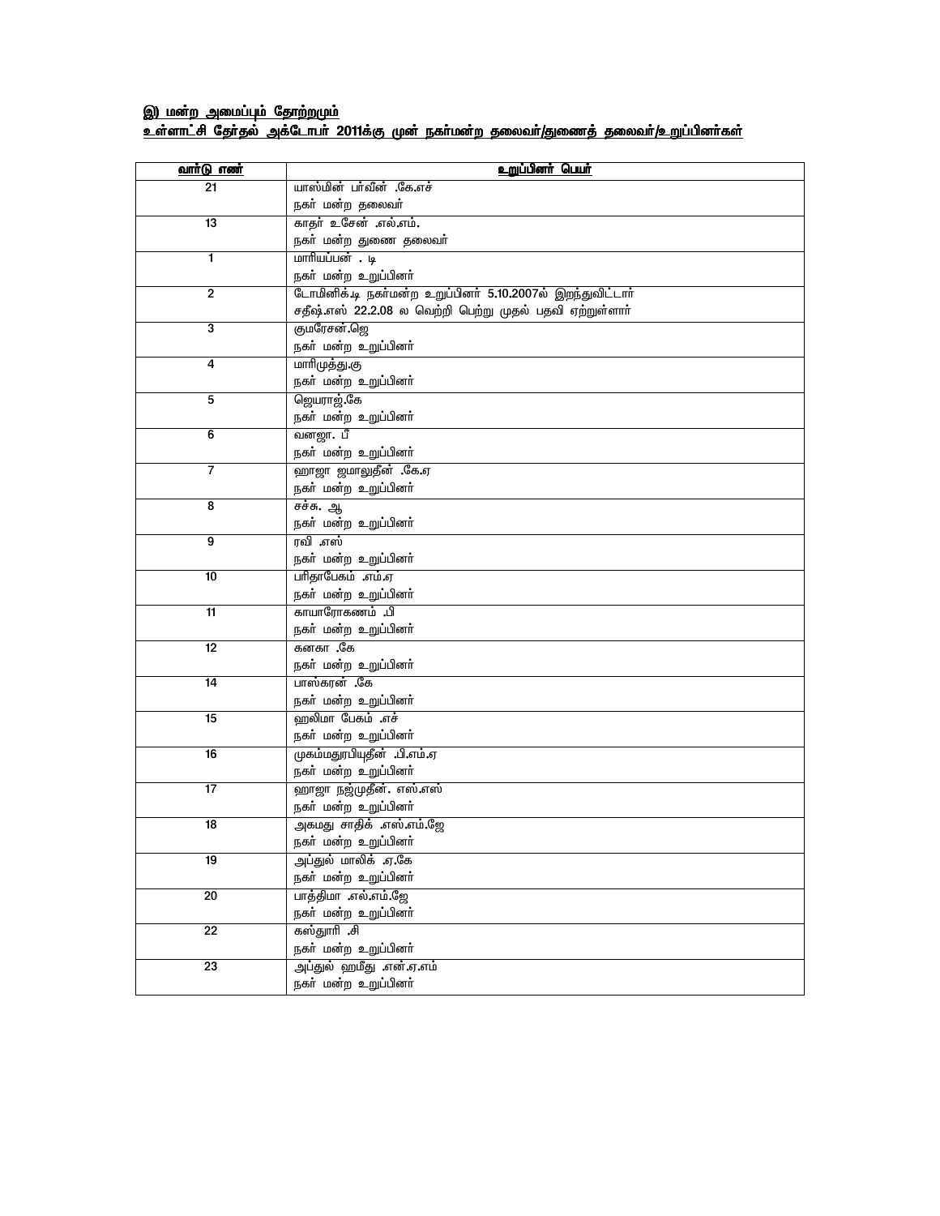**இ) மன்ற அமைப்பும் தோற்றமும்**

**உள்ளாட்சி தேர்தல் அக்டோபர் 2011க்கு முன் நகர்மன்ற தலைவர்/துணைத் தலைவர்/உறுப்பினர்கள்**

| வார்டு எண் | உறுப்பினர் பெயர் |
|---|---|
| 21 | யாஸ்மின் பர்வீன் .கே.எச்<br>நகர் மன்ற தலைவர் |
| 13 | காதர் உசேன் .எல்.எம்.<br>நகர் மன்ற துணை தலைவர் |
| 1 | மாரியப்பன் . டி<br>நகர் மன்ற உறுப்பினர் |
| 2 | டோமினிக்.டி நகர்மன்ற உறுப்பினர் 5.10.2007ல் இறந்துவிட்டார்<br>சதீஷ்.எஸ் 22.2.08 ல வெற்றி பெற்று முதல் பதவி ஏற்றுள்ளார் |
| 3 | குமரேசன்.ஜெ<br>நகர் மன்ற உறுப்பினர் |
| 4 | மாரிமுத்து.கு<br>நகர் மன்ற உறுப்பினர் |
| 5 | ஜெயராஜ்.கே<br>நகர் மன்ற உறுப்பினர் |
| 6 | வனஜா. பீ<br>நகர் மன்ற உறுப்பினர் |
| 7 | ஹாஜா ஜமாலுதீன் .கே.ஏ<br>நகர் மன்ற உறுப்பினர் |
| 8 | சச்சு. ஆ<br>நகர் மன்ற உறுப்பினர் |
| 9 | ரவி .எஸ்<br>நகர் மன்ற உறுப்பினர் |
| 10 | பரிதாபேகம் .எம்.ஏ<br>நகர் மன்ற உறுப்பினர் |
| 11 | காயாரோகணம் .பி<br>நகர் மன்ற உறுப்பினர் |
| 12 | கனகா .கே<br>நகர் மன்ற உறுப்பினர் |
| 14 | பாஸ்கரன் .கே<br>நகர் மன்ற உறுப்பினர் |
| 15 | ஹலிமா பேகம் .எச்<br>நகர் மன்ற உறுப்பினர் |
| 16 | முகம்மதுரபியுதீன் .பி.எம்.ஏ<br>நகர் மன்ற உறுப்பினர் |
| 17 | ஹாஜா நஜ்முதீன். எஸ்.எஸ்<br>நகர் மன்ற உறுப்பினர் |
| 18 | அகமது சாதிக் .எஸ்.எம்.ஜே<br>நகர் மன்ற உறுப்பினர் |
| 19 | அப்துல் மாலிக் .ஏ.கே<br>நகர் மன்ற உறுப்பினர் |
| 20 | பாத்திமா .எல்.எம்.ஜே<br>நகர் மன்ற உறுப்பினர் |
| 22 | கஸ்தூரி .சி<br>நகர் மன்ற உறுப்பினர் |
| 23 | அப்துல் ஹமீது .என்.ஏ.எம்<br>நகர் மன்ற உறுப்பினர் |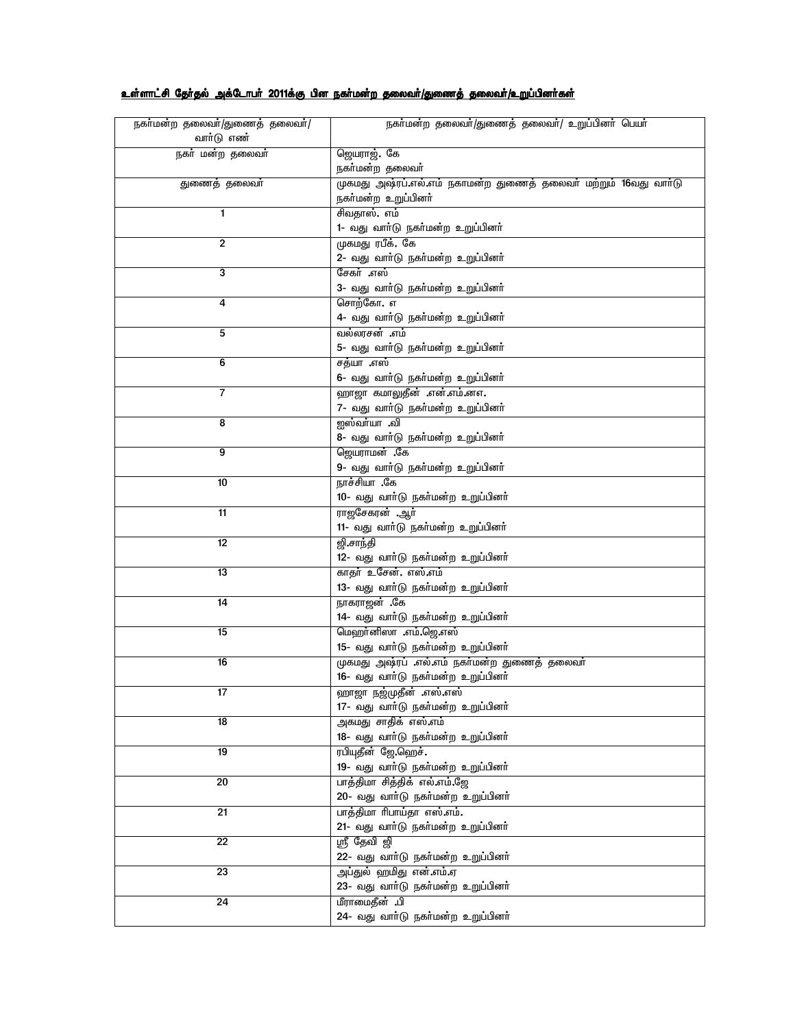**<u>உள்ளாட்சி தேர்தல் அக்டோபர் 2011க்கு பின நகர்மன்ற தலைவர்/துணைத் தலைவர்/உறுப்பினர்கள்</u>**

| நகர்மன்ற தலைவர்/துணைத் தலைவர்/ வார்டு எண் | நகர்மன்ற தலைவர்/துணைத் தலைவர்/ உறுப்பினர் பெயர் |
|---|---|
| நகர் மன்ற தலைவர் | ஜெயராஜ். கே<br>நகர்மன்ற தலைவர் |
| துணைத் தலைவர் | முகமது அஷ்ரப்.எல்.எம் நகாமன்ற துணைத் தலைவர் மற்றும் 16வது வார்டு நகர்மன்ற உறுப்பினர் |
| 1 | சிவதாஸ். எம்<br>1- வது வார்டு நகர்மன்ற உறுப்பினர் |
| 2 | முகமது ரபீக். கே<br>2- வது வார்டு நகர்மன்ற உறுப்பினர் |
| 3 | சேகர் .எஸ்<br>3- வது வார்டு நகர்மன்ற உறுப்பினர் |
| 4 | சொற்கோ. எ<br>4- வது வார்டு நகர்மன்ற உறுப்பினர் |
| 5 | வல்லரசன் .எம்<br>5- வது வார்டு நகர்மன்ற உறுப்பினர் |
| 6 | சத்யா .எஸ்<br>6- வது வார்டு நகர்மன்ற உறுப்பினர் |
| 7 | ஹாஜா கமாலுதீன் .என்.எம்.எ.<br>7- வது வார்டு நகர்மன்ற உறுப்பினர் |
| 8 | ஐஸ்வர்யா .வி<br>8- வது வார்டு நகர்மன்ற உறுப்பினர் |
| 9 | ஜெயராமன் .கே<br>9- வது வார்டு நகர்மன்ற உறுப்பினர் |
| 10 | நாச்சியா .கே<br>10- வது வார்டு நகர்மன்ற உறுப்பினர் |
| 11 | ராஜசேகரன் .ஆர்<br>11- வது வார்டு நகர்மன்ற உறுப்பினர் |
| 12 | ஜி.சாந்தி<br>12- வது வார்டு நகர்மன்ற உறுப்பினர் |
| 13 | காதர் உசேன். எஸ்.எம்<br>13- வது வார்டு நகர்மன்ற உறுப்பினர் |
| 14 | நாகராஜன் .கே<br>14- வது வார்டு நகர்மன்ற உறுப்பினர் |
| 15 | மெஹர்னிஸா .எம்.ஜெ.எஸ்<br>15- வது வார்டு நகர்மன்ற உறுப்பினர் |
| 16 | முகமது அஷ்ரப் .எல்.எம் நகர்மன்ற துணைத் தலைவர்<br>16- வது வார்டு நகர்மன்ற உறுப்பினர் |
| 17 | ஹாஜா நஜ்முதீன் .எஸ்.எஸ்<br>17- வது வார்டு நகர்மன்ற உறுப்பினர் |
| 18 | அகமது சாதிக் எஸ்.எம்<br>18- வது வார்டு நகர்மன்ற உறுப்பினர் |
| 19 | ரபியுதீன் ஜே.ஹெச்.<br>19- வது வார்டு நகர்மன்ற உறுப்பினர் |
| 20 | பாத்திமா சித்திக் எல்.எம்.ஜே<br>20- வது வார்டு நகர்மன்ற உறுப்பினர் |
| 21 | பாத்திமா ரிபாய்தா எஸ்.எம்.<br>21- வது வார்டு நகர்மன்ற உறுப்பினர் |
| 22 | ஸ்ரீ தேவி ஜி<br>22- வது வார்டு நகர்மன்ற உறுப்பினர் |
| 23 | அப்துல் ஹமிது என்.எம்.ஏ<br>23- வது வார்டு நகர்மன்ற உறுப்பினர் |
| 24 | மீராமைதீன் .பி<br>24- வது வார்டு நகர்மன்ற உறுப்பினர் |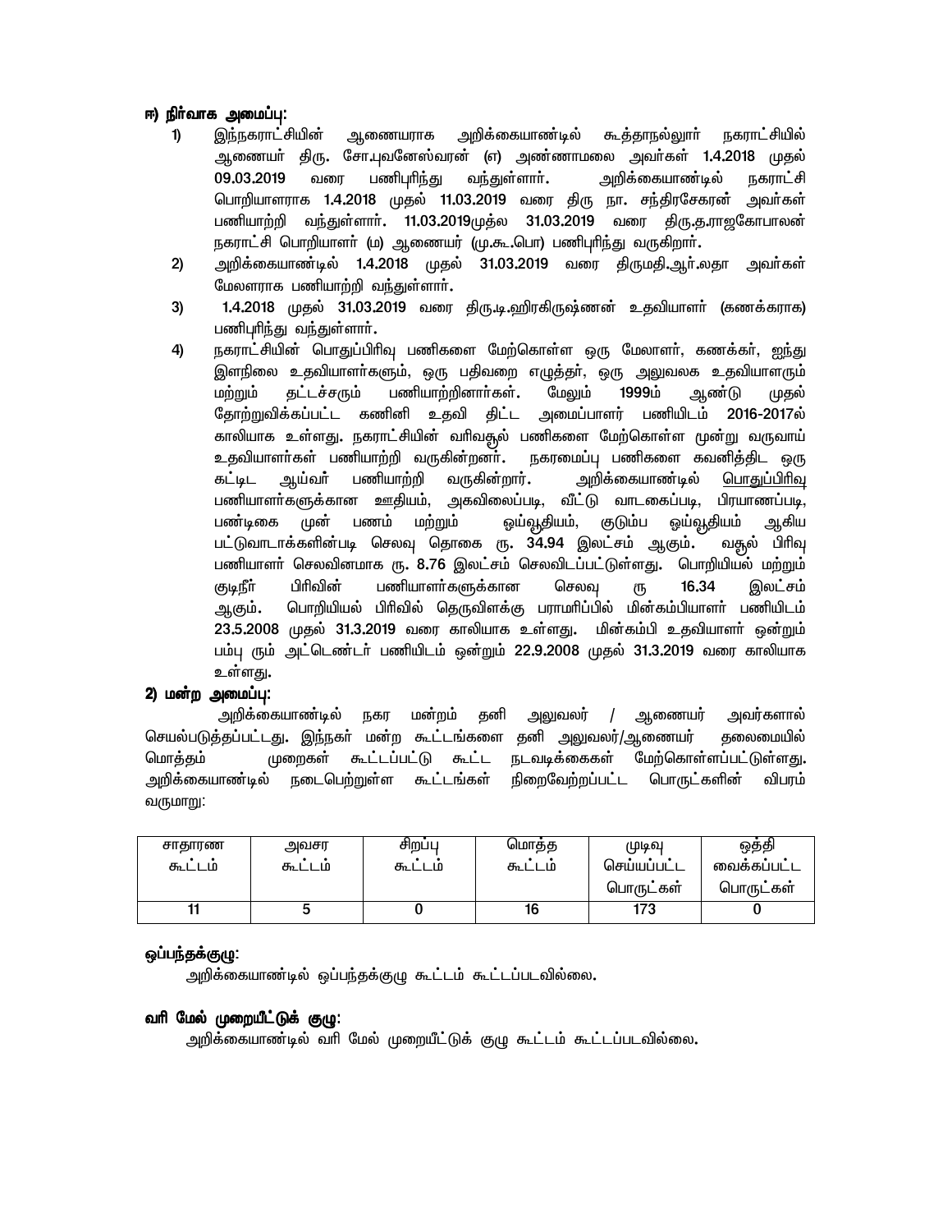**ஈ) நிர்வாக அமைப்பு:**

1) இந்நகராட்சியின் ஆணையராக அறிக்கையாண்டில் கூத்தாநல்லூர் நகராட்சியில் ஆணையர் திரு. சோ.புவனேஸ்வரன் (எ) அண்ணாமலை அவர்கள் 1.4.2018 முதல் 09.03.2019 வரை பணிபுரிந்து வந்துள்ளார். அறிக்கையாண்டில் நகராட்சி பொறியாளராக 1.4.2018 முதல் 11.03.2019 வரை திரு நா. சந்திரசேகரன் அவர்கள் பணியாற்றி வந்துள்ளார். 11.03.2019முதல 31.03.2019 வரை திரு.த.ராஜகோபாலன் நகராட்சி பொறியாளர் (ம) ஆணையர் (மு.கூ.பொ) பணிபுரிந்து வருகிறார்.

2) அறிக்கையாண்டில் 1.4.2018 முதல் 31.03.2019 வரை திருமதி.ஆர்.லதா அவர்கள் மேலாளராக பணியாற்றி வந்துள்ளார்.

3) 1.4.2018 முதல் 31.03.2019 வரை திரு.டி.ஹிரகிருஷ்ணன் உதவியாளர் (கணக்கராக) பணிபுரிந்து வந்துள்ளார்.

4) நகராட்சியின் பொதுப்பிரிவு பணிகளை மேற்கொள்ள ஒரு மேலாளர், கணக்கர், ஐந்து இளநிலை உதவியாளர்களும், ஒரு பதிவறை எழுத்தர், ஒரு அலுவலக உதவியாளரும் மற்றும் தட்டச்சரும் பணியாற்றினார்கள். மேலும் 1999ம் ஆண்டு முதல் தோற்றுவிக்கப்பட்ட கணினி உதவி திட்ட அமைப்பாளர் பணியிடம் 2016-2017ல் காலியாக உள்ளது. நகராட்சியின் வரிவசூல் பணிகளை மேற்கொள்ள மூன்று வருவாய் உதவியாளர்கள் பணியாற்றி வருகின்றனர். நகரமைப்பு பணிகளை கவனித்திட ஒரு கட்டிட ஆய்வர் பணியாற்றி வருகின்றார். அறிக்கையாண்டில் பொதுப்பிரிவு பணியாளர்களுக்கான ஊதியம், அகவிலைப்படி, வீட்டு வாடகைப்படி, பிரயாணப்படி, பண்டிகை முன் பணம் மற்றும் ஓய்வூதியம், குடும்ப ஓய்வூதியம் ஆகிய பட்டுவாடாக்களின்படி செலவு தொகை ரூ. 34.94 இலட்சம் ஆகும். வசூல் பிரிவு பணியாளர் செலவினமாக ரூ. 8.76 இலட்சம் செலவிடப்பட்டுள்ளது. பொறியியல் மற்றும் குடிநீர் பிரிவின் பணியாளர்களுக்கான செலவு ரூ 16.34 இலட்சம் ஆகும். பொறியியல் பிரிவில் தெருவிளக்கு பராமரிப்பில் மின்கம்பியாளர் பணியிடம் 23.5.2008 முதல் 31.3.2019 வரை காலியாக உள்ளது. மின்கம்பி உதவியாளர் ஒன்றும் பம்பு ரூம் அட்டெண்டர் பணியிடம் ஒன்றும் 22.9.2008 முதல் 31.3.2019 வரை காலியாக உள்ளது.

**2) மன்ற அமைப்பு:**

அறிக்கையாண்டில் நகர மன்றம் தனி அலுவலர் / ஆணையர் அவர்களால் செயல்படுத்தப்பட்டது. இந்நகர் மன்ற கூட்டங்களை தனி அலுவலர்/ஆணையர் தலைமையில் மொத்தம் முறைகள் கூட்டப்பட்டு கூட்ட நடவடிக்கைகள் மேற்கொள்ளப்பட்டுள்ளது. அறிக்கையாண்டில் நடைபெற்றுள்ள கூட்டங்கள் நிறைவேற்றப்பட்ட பொருட்களின் விபரம் வருமாறு:

| சாதாரண கூட்டம் | அவசர கூட்டம் | சிறப்பு கூட்டம் | மொத்த கூட்டம் | முடிவு செய்யப்பட்ட பொருட்கள் | ஒத்தி வைக்கப்பட்ட பொருட்கள் |
|---|---|---|---|---|---|
| 11 | 5 | 0 | 16 | 173 | 0 |

**ஒப்பந்தக்குழு:**

அறிக்கையாண்டில் ஒப்பந்தக்குழு கூட்டம் கூட்டப்படவில்லை.

**வரி மேல் முறையீட்டுக் குழு:**

அறிக்கையாண்டில் வரி மேல் முறையீட்டுக் குழு கூட்டம் கூட்டப்படவில்லை.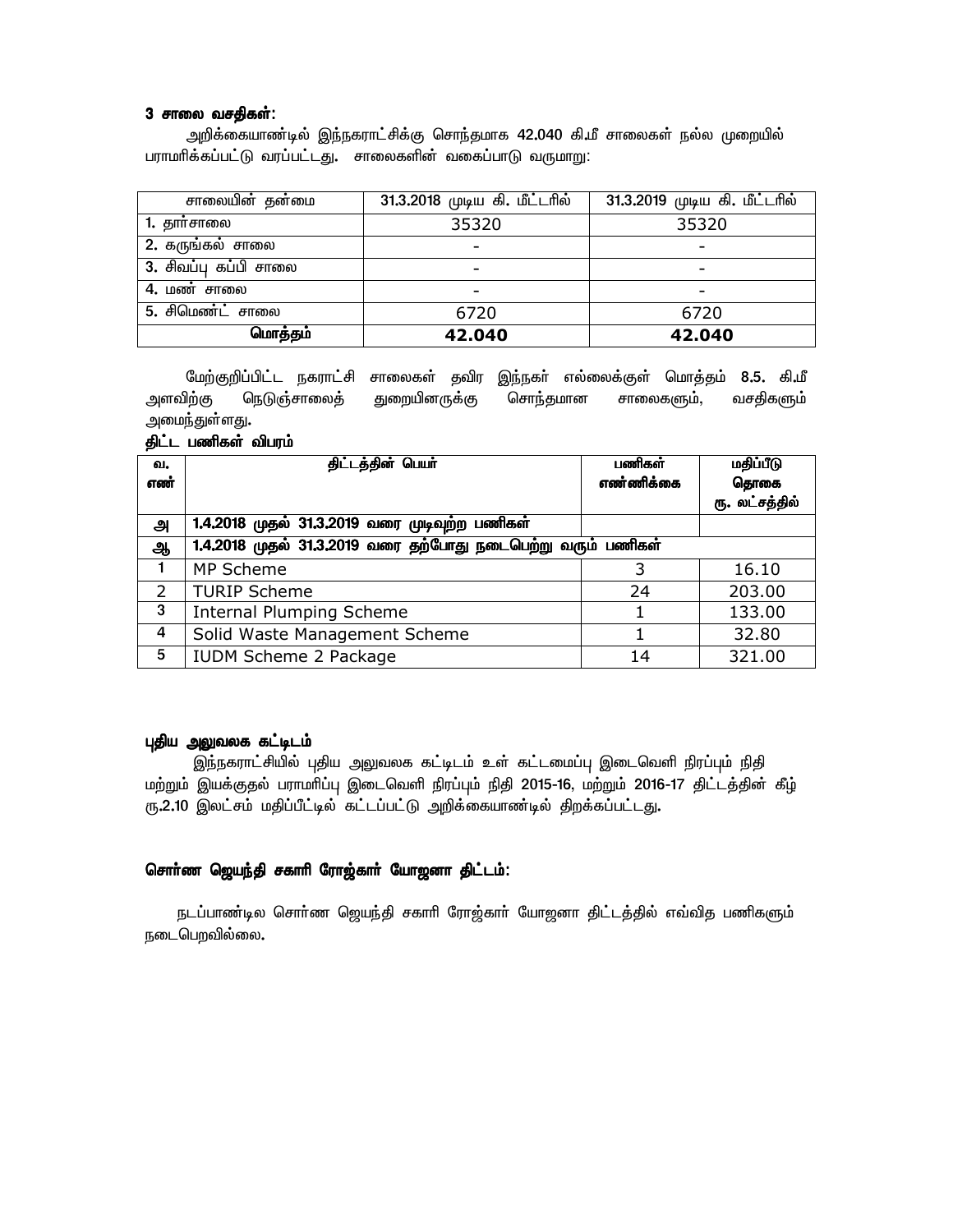### 3 சாலை வசதிகள்:

அறிக்கையாண்டில் இந்நகராட்சிக்கு சொந்தமாக 42.040 கி.மீ சாலைகள் நல்ல முறையில் பராமரிக்கப்பட்டு வரப்பட்டது. சாலைகளின் வகைப்பாடு வருமாறு:

| சாலையின் தன்மை | 31.3.2018 முடிய கி. மீட்டரில் | 31.3.2019 முடிய கி. மீட்டரில் |
|---|---|---|
| 1. தார்சாலை | 35320 | 35320 |
| 2. கருங்கல் சாலை | - | - |
| 3. சிவப்பு கப்பி சாலை | - | - |
| 4. மண் சாலை | - | - |
| 5. சிமெண்ட் சாலை | 6720 | 6720 |
| **மொத்தம்** | **42.040** | **42.040** |

மேற்குறிப்பிட்ட நகராட்சி சாலைகள் தவிர இந்நகர் எல்லைக்குள் மொத்தம் 8.5. கி.மீ அளவிற்கு நெடுஞ்சாலைத் துறையினருக்கு சொந்தமான சாலைகளும், வசதிகளும் அமைந்துள்ளது.

**திட்ட பணிகள் விபரம்**

| வ. எண் | திட்டத்தின் பெயர் | பணிகள் எண்ணிக்கை | மதிப்பீடு தொகை ரூ. லட்சத்தில் |
|---|---|---|---|
| அ | 1.4.2018 முதல் 31.3.2019 வரை முடிவுற்ற பணிகள் | | |
| ஆ | 1.4.2018 முதல் 31.3.2019 வரை தற்போது நடைபெற்று வரும் பணிகள் | | |
| 1 | MP Scheme | 3 | 16.10 |
| 2 | TURIP Scheme | 24 | 203.00 |
| 3 | Internal Plumping Scheme | 1 | 133.00 |
| 4 | Solid Waste Management Scheme | 1 | 32.80 |
| 5 | IUDM Scheme 2 Package | 14 | 321.00 |

### புதிய அலுவலக கட்டிடம்

இந்நகராட்சியில் புதிய அலுவலக கட்டிடம் உள் கட்டமைப்பு இடைவெளி நிரப்பும் நிதி மற்றும் இயக்குதல் பராமரிப்பு இடைவெளி நிரப்பும் நிதி 2015-16, மற்றும் 2016-17 திட்டத்தின் கீழ் ரூ.2.10 இலட்சம் மதிப்பீட்டில் கட்டப்பட்டு அறிக்கையாண்டில் திறக்கப்பட்டது.

### சொர்ண ஜெயந்தி சகாரி ரோஜ்கார் யோஜனா திட்டம்:

நடப்பாண்டில சொர்ண ஜெயந்தி சகாரி ரோஜ்கார் யோஜனா திட்டத்தில் எவ்வித பணிகளும் நடைபெறவில்லை.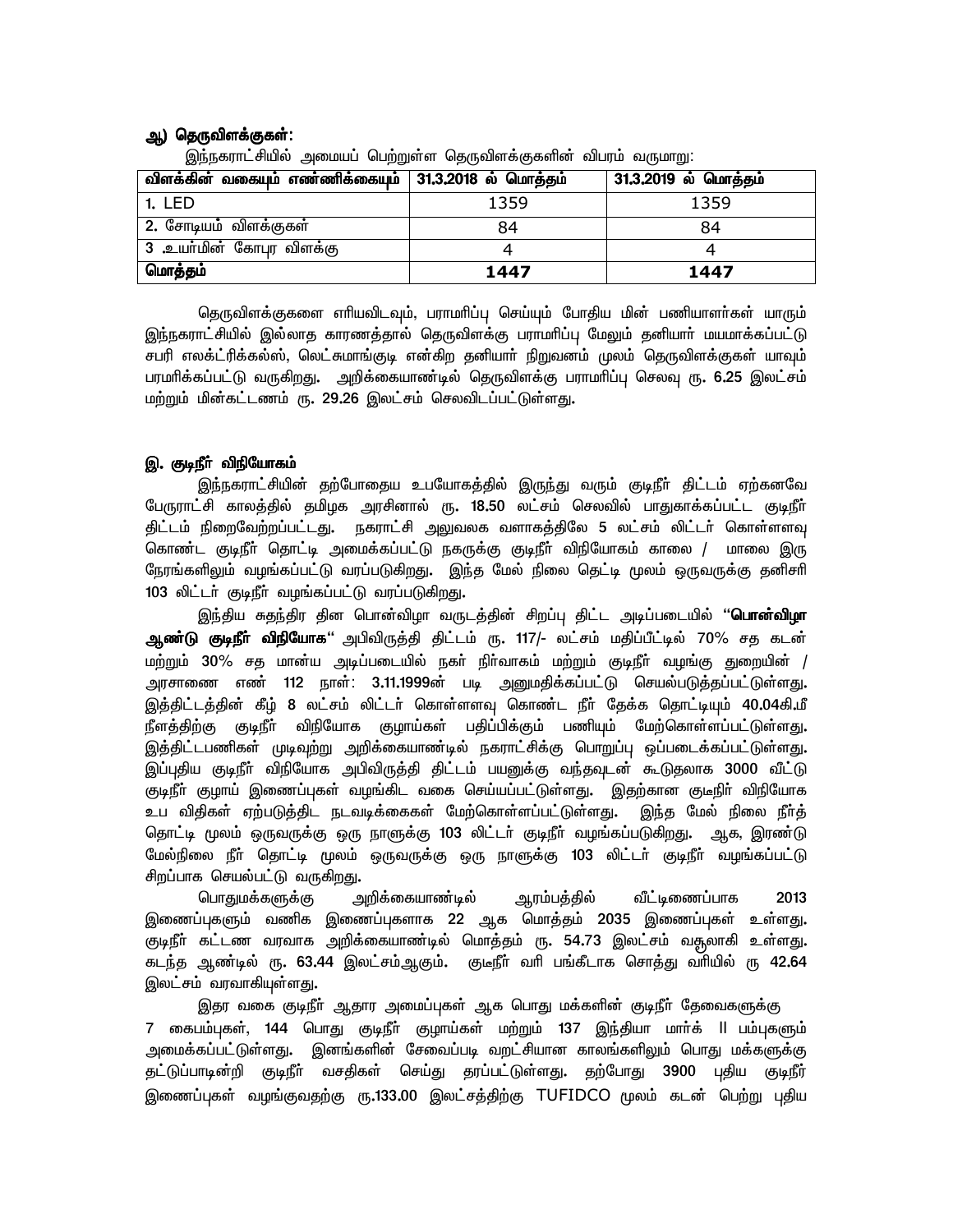### ஆ) தெருவிளக்குகள்:

இந்நகராட்சியில் அமையப் பெற்றுள்ள தெருவிளக்குகளின் விபரம் வருமாறு:

| விளக்கின் வகையும் எண்ணிக்கையும் | 31.3.2018 ல் மொத்தம் | 31.3.2019 ல் மொத்தம் |
|---|---|---|
| 1. LED | 1359 | 1359 |
| 2. சோடியம் விளக்குகள் | 84 | 84 |
| 3 .உயர்மின் கோபுர விளக்கு | 4 | 4 |
| **மொத்தம்** | **1447** | **1447** |

தெருவிளக்குகளை எரியவிடவும், பராமரிப்பு செய்யும் போதிய மின் பணியாளர்கள் யாரும் இந்நகராட்சியில் இல்லாத காரணத்தால் தெருவிளக்கு பராமரிப்பு மேலும் தனியார் மயமாக்கப்பட்டு சபரி எலக்ட்ரிக்கல்ஸ், லெட்சுமாங்குடி என்கிற தனியார் நிறுவனம் மூலம் தெருவிளக்குகள் யாவும் பரமரிக்கப்பட்டு வருகிறது. அறிக்கையாண்டில் தெருவிளக்கு பராமரிப்பு செலவு ரூ. **6.25** இலட்சம் மற்றும் மின்கட்டணம் ரூ. **29.26** இலட்சம் செலவிடப்பட்டுள்ளது.

### இ. குடிநீர் விநியோகம்

இந்நகராட்சியின் தற்போதைய உபயோகத்தில் இருந்து வரும் குடிநீர் திட்டம் ஏற்கனவே பேருராட்சி காலத்தில் தமிழக அரசினால் ரூ. 18.50 லட்சம் செலவில் பாதுகாக்கப்பட்ட குடிநீர் திட்டம் நிறைவேற்றப்பட்டது. நகராட்சி அலுவலக வளாகத்திலே 5 லட்சம் லிட்டர் கொள்ளளவு கொண்ட குடிநீர் தொட்டி அமைக்கப்பட்டு நகருக்கு குடிநீர் விநியோகம் காலை / மாலை இரு நேரங்களிலும் வழங்கப்பட்டு வரப்படுகிறது. இந்த மேல் நிலை தெட்டி மூலம் ஒருவருக்கு தனிசரி 103 லிட்டர் குடிநீர் வழங்கப்பட்டு வரப்படுகிறது.

இந்திய சுதந்திர தின பொன்விழா வருடத்தின் சிறப்பு திட்ட அடிப்படையில் **"பொன்விழா ஆண்டு குடிநீர் விநியோக"** அபிவிருத்தி திட்டம் ரூ. 117/- லட்சம் மதிப்பீட்டில் 70% சத கடன் மற்றும் 30% சத மான்ய அடிப்படையில் நகர் நிர்வாகம் மற்றும் குடிநீர் வழங்கு துறையின் / அரசாணை எண் 112 நாள்: **3.11.1999**ன் படி அனுமதிக்கப்பட்டு செயல்படுத்தப்பட்டுள்ளது. இத்திட்டத்தின் கீழ் 8 லட்சம் லிட்டர் கொள்ளளவு கொண்ட நீர் தேக்க தொட்டியும் 40.04கி.மீ நீளத்திற்கு குடிநீர் விநியோக குழாய்கள் பதிப்பிக்கும் பணியும் மேற்கொள்ளப்பட்டுள்ளது. இத்திட்டபணிகள் முடிவுற்று அறிக்கையாண்டில் நகராட்சிக்கு பொறுப்பு ஒப்படைக்கப்பட்டுள்ளது. இப்புதிய குடிநீர் விநியோக அபிவிருத்தி திட்டம் பயனுக்கு வந்தவுடன் கூடுதலாக **3000** வீட்டு குடிநீர் குழாய் இணைப்புகள் வழங்கிட வகை செய்யப்பட்டுள்ளது. இதற்கான குடிநிர் விநியோக உப விதிகள் ஏற்படுத்திட நடவடிக்கைகள் மேற்கொள்ளப்பட்டுள்ளது. இந்த மேல் நிலை நீர்த் தொட்டி மூலம் ஒருவருக்கு ஒரு நாளுக்கு 103 லிட்டர் குடிநீர் வழங்கப்படுகிறது. ஆக, இரண்டு மேல்நிலை நீர் தொட்டி மூலம் ஒருவருக்கு ஒரு நாளுக்கு 103 லிட்டர் குடிநீர் வழங்கப்பட்டு சிறப்பாக செயல்பட்டு வருகிறது.

பொதுமக்களுக்கு அறிக்கையாண்டில் ஆரம்பத்தில் வீட்டிணைப்பாக 2013 இணைப்புகளும் வணிக இணைப்புகளாக 22 ஆக மொத்தம் 2035 இணைப்புகள் உள்ளது. குடிநீர் கட்டண வரவாக அறிக்கையாண்டில் மொத்தம் ரூ. **54.73** இலட்சம் வசூலாகி உள்ளது. கடந்த ஆண்டில் ரூ. **63.44** இலட்சம்ஆகும். குடிநீர் வரி பங்கீடாக சொத்து வரியில் ரூ **42.64** இலட்சம் வரவாகியுள்ளது.

இதர வகை குடிநீர் ஆதார அமைப்புகள் ஆக பொது மக்களின் குடிநீர் தேவைகளுக்கு 7 கைபம்புகள், 144 பொது குடிநீர் குழாய்கள் மற்றும் 137 இந்தியா மார்க் II பம்புகளும் அமைக்கப்பட்டுள்ளது. இனங்களின் சேவைப்படி வறட்சியான காலங்களிலும் பொது மக்களுக்கு தட்டுப்பாடின்றி குடிநீர் வசதிகள் செய்து தரப்பட்டுள்ளது. தற்போது 3900 புதிய குடிநீர் இணைப்புகள் வழங்குவதற்கு ரூ.**133.00** இலட்சத்திற்கு TUFIDCO மூலம் கடன் பெற்று புதிய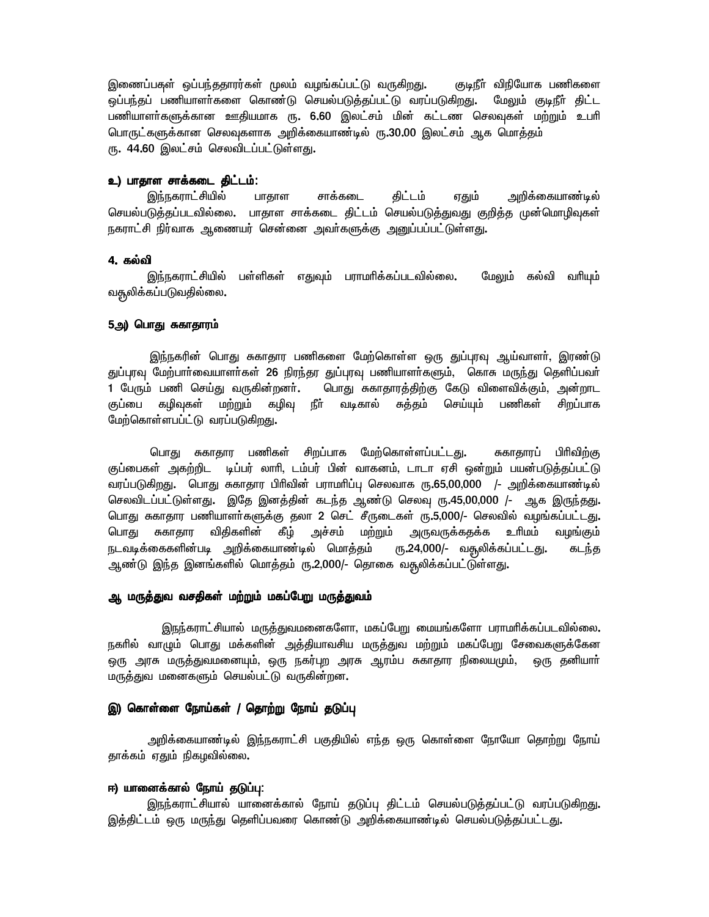இணைப்புகள் ஒப்பந்ததாரர்கள் மூலம் வழங்கப்பட்டு வருகிறது. குடிநீர் விநியோக பணிகளை ஒப்பந்தப் பணியாளர்களை கொண்டு செயல்படுத்தப்பட்டு வரப்படுகிறது. மேலும் குடிநீர் திட்ட பணியாளர்களுக்கான ஊதியமாக ரூ. 6.60 இலட்சம் மின் கட்டண செலவுகள் மற்றும் உபரி பொருட்களுக்கான செலவுகளாக அறிக்கையாண்டில் ரூ.30.00 இலட்சம் ஆக மொத்தம் ரூ. 44.60 இலட்சம் செலவிடப்பட்டுள்ளது.

**உ) பாதாள சாக்கடை திட்டம்:**

இந்நகராட்சியில் பாதாள சாக்கடை திட்டம் ஏதும் அறிக்கையாண்டில் செயல்படுத்தப்படவில்லை. பாதாள சாக்கடை திட்டம் செயல்படுத்துவது குறித்த முன்மொழிவுகள் நகராட்சி நிர்வாக ஆணையர் சென்னை அவர்களுக்கு அனுப்பப்பட்டுள்ளது.

**4. கல்வி**

இந்நகராட்சியில் பள்ளிகள் எதுவும் பராமரிக்கப்படவில்லை. மேலும் கல்வி வரியும் வசூலிக்கப்படுவதில்லை.

**5அ) பொது சுகாதாரம்**

இந்நகரின் பொது சுகாதார பணிகளை மேற்கொள்ள ஒரு துப்புரவு ஆய்வாளர், இரண்டு துப்புரவு மேற்பார்வையாளர்கள் 26 நிரந்தர துப்புரவு பணியாளர்களும், கொசு மருந்து தெளிப்பவர் 1 பேரும் பணி செய்து வருகின்றனர். பொது சுகாதாரத்திற்கு கேடு விளைவிக்கும், அன்றாட குப்பை கழிவுகள் மற்றும் கழிவு நீர் வடிகால் சுத்தம் செய்யும் பணிகள் சிறப்பாக மேற்கொள்ளப்பட்டு வரப்படுகிறது.

பொது சுகாதார பணிகள் சிறப்பாக மேற்கொள்ளப்பட்டது. சுகாதாரப் பிரிவிற்கு குப்பைகள் அகற்றிட டிப்பர் லாரி, டம்பர் பின் வாகனம், டாடா ஏசி ஒன்றும் பயன்படுத்தப்பட்டு வரப்படுகிறது. பொது சுகாதார பிரிவின் பராமரிப்பு செலவாக ரூ.65,00,000 /- அறிக்கையாண்டில் செலவிடப்பட்டுள்ளது. இதே இனத்தின் கடந்த ஆண்டு செலவு ரூ.45,00,000 /- ஆக இருந்தது. பொது சுகாதார பணியாளர்களுக்கு தலா 2 செட் சீருடைகள் ரூ.5,000/- செலவில் வழங்கப்பட்டது. பொது சுகாதார விதிகளின் கீழ் அச்சம் மற்றும் அருவருக்கதக்க உரிமம் வழங்கும் நடவடிக்கைகளின்படி அறிக்கையாண்டில் மொத்தம் ரூ.24,000/- வசூலிக்கப்பட்டது. கடந்த ஆண்டு இந்த இனங்களில் மொத்தம் ரூ.2,000/- தொகை வசூலிக்கப்பட்டுள்ளது.

**ஆ மருத்துவ வசதிகள் மற்றும் மகப்பேறு மருத்துவம்**

இந்நகராட்சியால் மருத்துவமனைகளோ, மகப்பேறு மையங்களோ பராமரிக்கப்படவில்லை. நகரில் வாழும் பொது மக்களின் அத்தியாவசிய மருத்துவ மற்றும் மகப்பேறு சேவைகளுக்கேன ஒரு அரசு மருத்துவமனையும், ஒரு நகர்புற அரசு ஆரம்ப சுகாதார நிலையமும், ஒரு தனியார் மருத்துவ மனைகளும் செயல்பட்டு வருகின்றன.

**இ) கொள்ளை நோய்கள் / தொற்று நோய் தடுப்பு**

அறிக்கையாண்டில் இந்நகராட்சி பகுதியில் எந்த ஒரு கொள்ளை நோயோ தொற்று நோய் தாக்கம் ஏதும் நிகழவில்லை.

**ஈ) யானைக்கால் நோய் தடுப்பு:**

இந்நகராட்சியால் யானைக்கால் நோய் தடுப்பு திட்டம் செயல்படுத்தப்பட்டு வரப்படுகிறது. இத்திட்டம் ஒரு மருந்து தெளிப்பவரை கொண்டு அறிக்கையாண்டில் செயல்படுத்தப்பட்டது.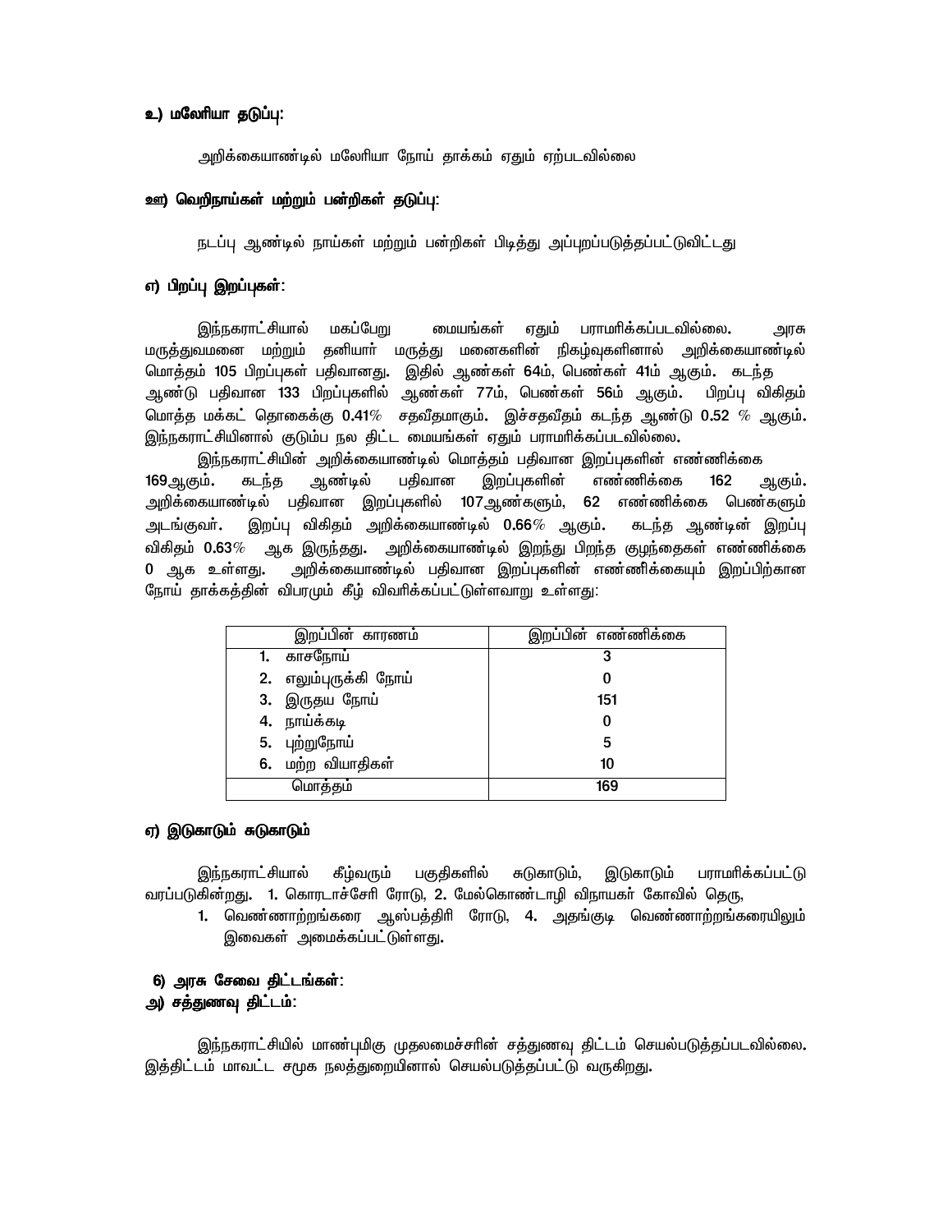**உ) மலேரியா தடுப்பு:**

அறிக்கையாண்டில் மலேரியா நோய் தாக்கம் ஏதும் ஏற்படவில்லை

**ஊ) வெறிநாய்கள் மற்றும் பன்றிகள் தடுப்பு:**

நடப்பு ஆண்டில் நாய்கள் மற்றும் பன்றிகள் பிடித்து அப்புறப்படுத்தப்பட்டுவிட்டது

**எ) பிறப்பு இறப்புகள்:**

இந்நகராட்சியால் மகப்பேறு மையங்கள் ஏதும் பராமரிக்கப்படவில்லை. அரசு மருத்துவமனை மற்றும் தனியார் மருத்து மனைகளின் நிகழ்வுகளினால் அறிக்கையாண்டில் மொத்தம் 105 பிறப்புகள் பதிவானது. இதில் ஆண்கள் 64ம், பெண்கள் 41ம் ஆகும். கடந்த ஆண்டு பதிவான 133 பிறப்புகளில் ஆண்கள் 77ம், பெண்கள் 56ம் ஆகும். பிறப்பு விகிதம் மொத்த மக்கட் தொகைக்கு 0.41% சதவீதமாகும். இச்சதவீதம் கடந்த ஆண்டு 0.52 % ஆகும். இந்நகராட்சியினால் குடும்ப நல திட்ட மையங்கள் ஏதும் பராமரிக்கப்படவில்லை.

இந்நகராட்சியின் அறிக்கையாண்டில் மொத்தம் பதிவான இறப்புகளின் எண்ணிக்கை 169ஆகும். கடந்த ஆண்டில் பதிவான இறப்புகளின் எண்ணிக்கை 162 ஆகும். அறிக்கையாண்டில் பதிவான இறப்புகளில் 107ஆண்களும், 62 எண்ணிக்கை பெண்களும் அடங்குவர். இறப்பு விகிதம் அறிக்கையாண்டில் 0.66% ஆகும். கடந்த ஆண்டின் இறப்பு விகிதம் 0.63% ஆக இருந்தது. அறிக்கையாண்டில் இறந்து பிறந்த குழந்தைகள் எண்ணிக்கை 0 ஆக உள்ளது. அறிக்கையாண்டில் பதிவான இறப்புகளின் எண்ணீக்கையும் இறப்பிற்கான நோய் தாக்கத்தின் விபரமும் கீழ் விவரிக்கப்பட்டுள்ளவாறு உள்ளது:

| இறப்பின் காரணம் | இறப்பின் எண்ணிக்கை |
|---|---|
| 1. காசநோய் | 3 |
| 2. எலும்புருக்கி நோய் | 0 |
| 3. இருதய நோய் | 151 |
| 4. நாய்க்கடி | 0 |
| 5. புற்றுநோய் | 5 |
| 6. மற்ற வியாதிகள் | 10 |
| மொத்தம் | 169 |

**ஏ) இடுகாடும் சுடுகாடும்**

இந்நகராட்சியால் கீழ்வரும் பகுதிகளில் சுடுகாடும், இடுகாடும் பராமரிக்கப்பட்டு வரப்படுகின்றது. 1. கொரடாச்சேரி ரோடு, 2. மேல்கொண்டாழி விநாயகர் கோவில் தெரு,

1. வெண்ணாற்றங்கரை ஆஸ்பத்திரி ரோடு, 4. அதங்குடி வெண்ணாற்றங்கரையிலும் இவைகள் அமைக்கப்பட்டுள்ளது.

**6) அரசு சேவை திட்டங்கள்:**

**அ) சத்துணவு திட்டம்:**

இந்நகராட்சியில் மாண்புமிகு முதலமைச்சரின் சத்துணவு திட்டம் செயல்படுத்தப்படவில்லை. இத்திட்டம் மாவட்ட சமுக நலத்துறையினால் செயல்படுத்தப்பட்டு வருகிறது.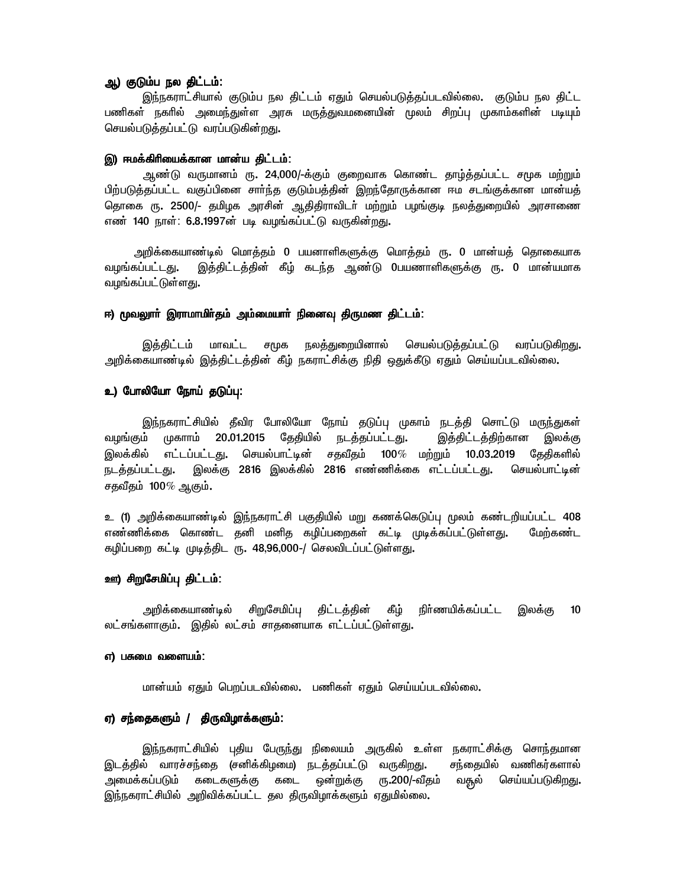### ஆ) குடும்ப நல திட்டம்:

இந்நகராட்சியால் குடும்ப நல திட்டம் ஏதும் செயல்படுத்தப்படவில்லை. குடும்ப நல திட்ட பணிகள் நகரில் அமைந்துள்ள அரசு மருத்துவமனையின் மூலம் சிறப்பு முகாம்களின் படியும் செயல்படுத்தப்பட்டு வரப்படுகின்றது.

### இ) ஈமக்கிரியைக்கான மான்ய திட்டம்:

ஆண்டு வருமானம் ரூ. 24,000/-க்கும் குறைவாக கொண்ட தாழ்த்தப்பட்ட சமூக மற்றும் பிற்படுத்தப்பட்ட வகுப்பினை சார்ந்த குடும்பத்தின் இறந்தோருக்கான ஈம சடங்குக்கான மான்யத் தொகை ரூ. 2500/- தமிழக அரசின் ஆதிதிராவிடர் மற்றும் பழங்குடி நலத்துறையில் அரசாணை எண் 140 நாள்: 6.8.1997ன் படி வழங்கப்பட்டு வருகின்றது.

அறிக்கையாண்டில் மொத்தம் 0 பயனாளிகளுக்கு மொத்தம் ரூ. 0 மான்யத் தொகையாக வழங்கப்பட்டது. இத்திட்டத்தின் கீழ் கடந்த ஆண்டு 0பயனாளிகளுக்கு ரூ. 0 மான்யமாக வழங்கப்பட்டுள்ளது.

### ஈ) மூவலூர் இராமாமிர்தம் அம்மையார் நினைவு திருமண திட்டம்:

இத்திட்டம் மாவட்ட சமூக நலத்துறையினால் செயல்படுத்தப்பட்டு வரப்படுகிறது. அறிக்கையாண்டில் இத்திட்டத்தின் கீழ் நகராட்சிக்கு நிதி ஒதுக்கீடு ஏதும் செய்யப்படவில்லை.

### உ) போலியோ நோய் தடுப்பு:

இந்நகராட்சியில் தீவிர போலியோ நோய் தடுப்பு முகாம் நடத்தி சொட்டு மருந்துகள் வழங்கும் முகாம் 20.01.2015 தேதியில் நடத்தப்பட்டது. இத்திட்டத்திற்கான இலக்கு இலக்கில் எட்டப்பட்டது. செயல்பாட்டின் சதவீதம் 100% மற்றும் 10.03.2019 தேதிகளில் நடத்தப்பட்டது. இலக்கு 2816 இலக்கில் 2816 எண்ணிக்கை எட்டப்பட்டது. செயல்பாட்டின் சதவீதம் 100% ஆகும்.

உ (1) அறிக்கையாண்டில் இந்நகராட்சி பகுதியில் மறு கணக்கெடுப்பு மூலம் கண்டறியப்பட்ட 408 எண்ணிக்கை கொண்ட தனி மனித கழிப்பறைகள் கட்டி முடிக்கப்பட்டுள்ளது. மேற்கண்ட கழிப்பறை கட்டி முடித்திட ரூ. 48,96,000-/ செலவிடப்பட்டுள்ளது.

### ஊ) சிறுசேமிப்பு திட்டம்:

அறிக்கையாண்டில் சிறுசேமிப்பு திட்டத்தின் கீழ் நிர்ணயிக்கப்பட்ட இலக்கு 10 லட்சங்களாகும். இதில் லட்சம் சாதனையாக எட்டப்பட்டுள்ளது.

### எ) பசுமை வளையம்:

மான்யம் ஏதும் பெறப்படவில்லை. பணிகள் ஏதும் செய்யப்படவில்லை.

### ஏ) சந்தைகளும் / திருவிழாக்களும்:

இந்நகராட்சியில் புதிய பேருந்து நிலையம் அருகில் உள்ள நகராட்சிக்கு சொந்தமான இடத்தில் வாரச்சந்தை (சனிக்கிழமை) நடத்தப்பட்டு வருகிறது. சந்தையில் வணிகர்களால் அமைக்கப்படும் கடைகளுக்கு கடை ஒன்றுக்கு ரூ.200/-வீதம் வசூல் செய்யப்படுகிறது. இந்நகராட்சியில் அறிவிக்கப்பட்ட தல திருவிழாக்களும் ஏதுமில்லை.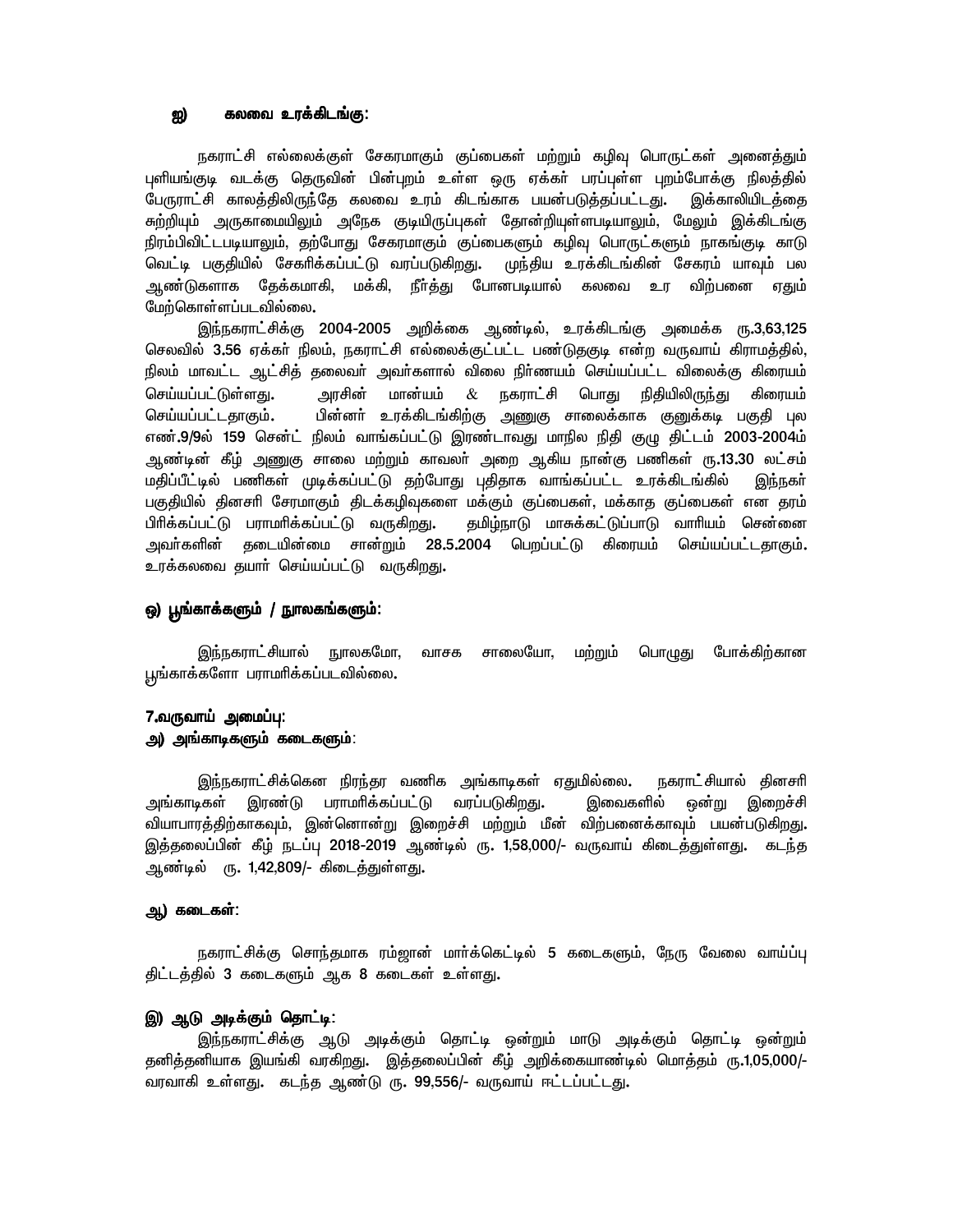### ஐ) கலவை உரக்கிடங்கு:

நகராட்சி எல்லைக்குள் சேகரமாகும் குப்பைகள் மற்றும் கழிவு பொருட்கள் அனைத்தும் புளியங்குடி வடக்கு தெருவின் பின்புறம் உள்ள ஒரு ஏக்கர் பரப்புள்ள புறம்போக்கு நிலத்தில் பேரூராட்சி காலத்திலிருந்தே கலவை உரம் கிடங்காக பயன்படுத்தப்பட்டது. இக்காலியிடத்தை சுற்றியும் அருகாமையிலும் அநேக குடியிருப்புகள் தோன்றியுள்ளபடியாலும், மேலும் இக்கிடங்கு நிரம்பிவிட்டபடியாலும், தற்போது சேகரமாகும் குப்பைகளும் கழிவு பொருட்களும் நாகங்குடி காடு வெட்டி பகுதியில் சேகரிக்கப்பட்டு வரப்படுகிறது. முந்திய உரக்கிடங்கின் சேகரம் யாவும் பல ஆண்டுகளாக தேக்கமாகி, மக்கி, நீர்த்து போனபடியால் கலவை உர விற்பனை ஏதும் மேற்கொள்ளப்படவில்லை.

இந்நகராட்சிக்கு 2004-2005 அறிக்கை ஆண்டில், உரக்கிடங்கு அமைக்க ரூ.3,63,125 செலவில் 3.56 ஏக்கர் நிலம், நகராட்சி எல்லைக்குட்பட்ட பண்டுதகுடி என்ற வருவாய் கிராமத்தில், நிலம் மாவட்ட ஆட்சித் தலைவர் அவர்களால் விலை நிர்ணயம் செய்யப்பட்ட விலைக்கு கிரையம் செய்யப்பட்டுள்ளது. அரசின் மான்யம் & நகராட்சி பொது நிதியிலிருந்து கிரையம் செய்யப்பட்டதாகும். பின்னர் உரக்கிடங்கிற்கு அணுகு சாலைக்காக குனுக்கடி பகுதி புல எண்.9/9ல் 159 சென்ட் நிலம் வாங்கப்பட்டு இரண்டாவது மாநில நிதி குழு திட்டம் 2003-2004ம் ஆண்டின் கீழ் அணுகு சாலை மற்றும் காவலர் அறை ஆகிய நான்கு பணிகள் ரூ.13.30 லட்சம் மதிப்பீட்டில் பணிகள் முடிக்கப்பட்டு தற்போது புதிதாக வாங்கப்பட்ட உரக்கிடங்கில் இந்நகர் பகுதியில் தினசரி சேரமாகும் திடக்கழிவுகளை மக்கும் குப்பைகள், மக்காத குப்பைகள் என தரம் பிரிக்கப்பட்டு பராமரிக்கப்பட்டு வருகிறது. தமிழ்நாடு மாசுக்கட்டுப்பாடு வாரியம் சென்னை அவர்களின் தடையின்மை சான்றும் 28.5.2004 பெறப்பட்டு கிரையம் செய்யப்பட்டதாகும். உரக்கலவை தயார் செய்யப்பட்டு வருகிறது.

### ஒ) பூங்காக்களும் / நூலகங்களும்:

இந்நகராட்சியால் நூலகமோ, வாசக சாலையோ, மற்றும் பொழுது போக்கிற்கான பூங்காக்களோ பராமரிக்கப்படவில்லை.

## 7.வருவாய் அமைப்பு:

### அ) அங்காடிகளும் கடைகளும்:

இந்நகராட்சிக்கென நிரந்தர வணிக அங்காடிகள் ஏதுமில்லை. நகராட்சியால் தினசரி அங்காடிகள் இரண்டு பராமரிக்கப்பட்டு வரப்படுகிறது. இவைகளில் ஒன்று இறைச்சி வியாபாரத்திற்காகவும், இன்னொன்று இறைச்சி மற்றும் மீன் விற்பனைக்காவும் பயன்படுகிறது. இத்தலைப்பின் கீழ் நடப்பு 2018-2019 ஆண்டில் ரூ. 1,58,000/- வருவாய் கிடைத்துள்ளது. கடந்த ஆண்டில் ரூ. 1,42,809/- கிடைத்துள்ளது.

### ஆ) கடைகள்:

நகராட்சிக்கு சொந்தமாக ரம்ஜான் மார்க்கெட்டில் 5 கடைகளும், நேரு வேலை வாய்ப்பு திட்டத்தில் 3 கடைகளும் ஆக 8 கடைகள் உள்ளது.

### இ) ஆடு அடிக்கும் தொட்டி:

இந்நகராட்சிக்கு ஆடு அடிக்கும் தொட்டி ஒன்றும் மாடு அடிக்கும் தொட்டி ஒன்றும் தனித்தனியாக இயங்கி வரகிறது. இத்தலைப்பின் கீழ் அறிக்கையாண்டில் மொத்தம் ரூ.1,05,000/- வரவாகி உள்ளது. கடந்த ஆண்டு ரூ. 99,556/- வருவாய் ஈட்டப்பட்டது.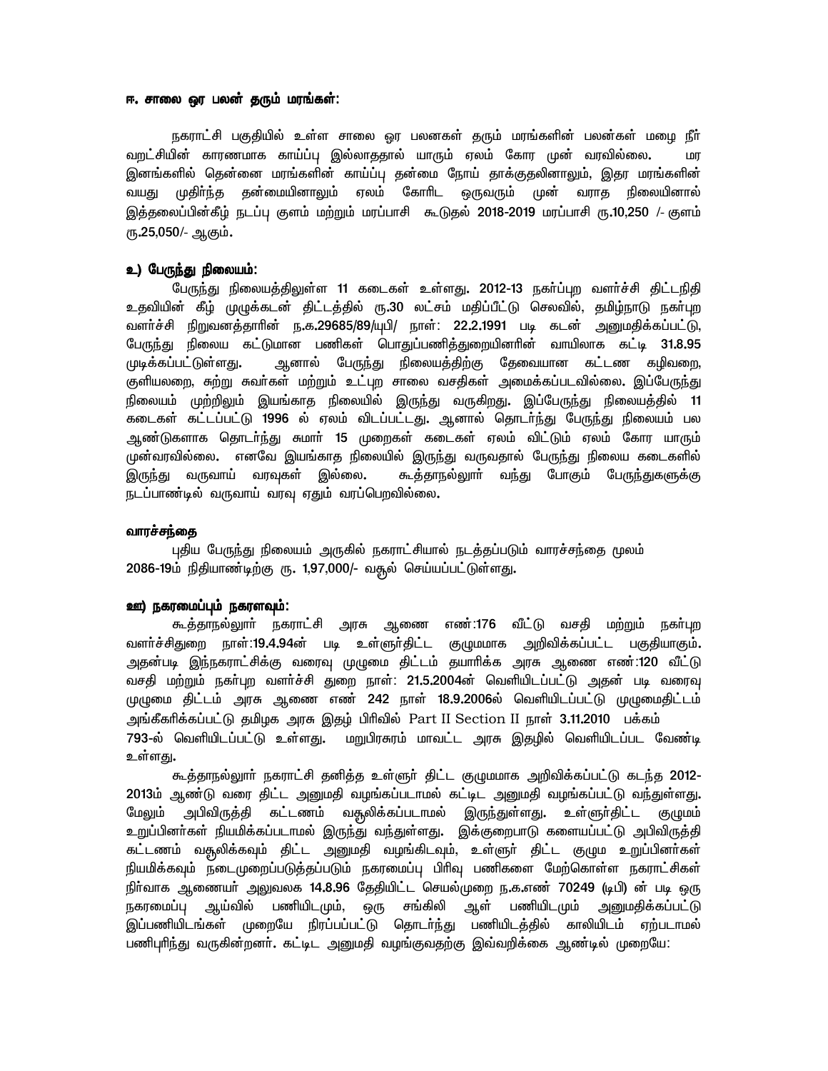### ஈ. சாலை ஒர பலன் தரும் மரங்கள்:

நகராட்சி பகுதியில் உள்ள சாலை ஒர பலனகள் தரும் மரங்களின் பலன்கள் மழை நீர் வறட்சியின் காரணமாக காய்ப்பு இல்லாததால் யாரும் ஏலம் கோர முன் வரவில்லை. மர இனங்களில் தென்னை மரங்களின் காய்ப்பு தன்மை நோய் தாக்குதலினாலும், இதர மரங்களின் வயது முதிர்ந்த தன்மையினாலும் ஏலம் கோரிட ஒருவரும் முன் வராத நிலையினால் இத்தலைப்பின்கீழ் நடப்பு குளம் மற்றும் மரப்பாசி கூடுதல் 2018-2019 மரப்பாசி ரூ.10,250 /- குளம் ரூ.25,050/- ஆகும்.

### உ) பேருந்து நிலையம்:

பேருந்து நிலையத்திலுள்ள 11 கடைகள் உள்ளது. 2012-13 நகர்ப்புற வளர்ச்சி திட்டநிதி உதவியின் கீழ் முழுக்கடன் திட்டத்தில் ரூ.30 லட்சம் மதிப்பீட்டு செலவில், தமிழ்நாடு நகர்புற வளர்ச்சி நிறுவனத்தாரின் ந.க.29685/89/யுபி/ நாள்: 22.2.1991 படி கடன் அனுமதிக்கப்பட்டு, பேருந்து நிலைய கட்டுமான பணிகள் பொதுப்பணித்துறையினரின் வாயிலாக கட்டி 31.8.95 முடிக்கப்பட்டுள்ளது. ஆனால் பேருந்து நிலையத்திற்கு தேவையான கட்டண கழிவறை, குளியலறை, சுற்று சுவர்கள் மற்றும் உட்புற சாலை வசதிகள் அமைக்கப்படவில்லை. இப்பேருந்து நிலையம் முற்றிலும் இயங்காத நிலையில் இருந்து வருகிறது. இப்பேருந்து நிலையத்தில் 11 கடைகள் கட்டப்பட்டு 1996 ல் ஏலம் விடப்பட்டது. ஆனால் தொடர்ந்து பேருந்து நிலையம் பல ஆண்டுகளாக தொடர்ந்து சுமார் 15 முறைகள் கடைகள் ஏலம் விட்டும் ஏலம் கோர யாரும் முன்வரவில்லை. எனவே இயங்காத நிலையில் இருந்து வருவதால் பேருந்து நிலைய கடைகளில் இருந்து வருவாய் வரவுகள் இல்லை. கூத்தாநல்லூர் வந்து போகும் பேருந்துகளுக்கு நடப்பாண்டில் வருவாய் வரவு ஏதும் வரப்பெறவில்லை.

### வாரச்சந்தை

புதிய பேருந்து நிலையம் அருகில் நகராட்சியால் நடத்தப்படும் வாரச்சந்தை மூலம் 2086-19ம் நிதியாண்டிற்கு ரூ. 1,97,000/- வசூல் செய்யப்பட்டுள்ளது.

### ஊ) நகரமைப்பும் நகரளவும்:

கூத்தாநல்லூர் நகராட்சி அரசு ஆணை எண்:176 வீட்டு வசதி மற்றும் நகர்புற வளர்ச்சிதுறை நாள்:19.4.94ன் படி உள்ளூர்திட்ட குழுமமாக அறிவிக்கப்பட்ட பகுதியாகும். அதன்படி இந்நகராட்சிக்கு வரைவு முழுமை திட்டம் தயாரிக்க அரசு ஆணை எண்:120 வீட்டு வசதி மற்றும் நகர்புற வளர்ச்சி துறை நாள்: 21.5.2004ன் வெளியிடப்பட்டு அதன் படி வரைவு முழுமை திட்டம் அரசு ஆணை எண் 242 நாள் 18.9.2006ல் வெளியிடப்பட்டு முழுமைதிட்டம் அங்கீகரிக்கப்பட்டு தமிழக அரசு இதழ் பிரிவில் Part II Section II நாள் 3.11.2010 பக்கம் 793-ல் வெளியிடப்பட்டு உள்ளது. மறுபிரசுரம் மாவட்ட அரசு இதழில் வெளியிடப்பட வேண்டி உள்ளது.

கூத்தாநல்லூர் நகராட்சி தனித்த உள்ளூர் திட்ட குழுமமாக அறிவிக்கப்பட்டு கடந்த 2012-2013ம் ஆண்டு வரை திட்ட அனுமதி வழங்கப்படாமல் கட்டிட அனுமதி வழங்கப்பட்டு வந்துள்ளது. மேலும் அபிவிருத்தி கட்டணம் வசூலிக்கப்படாமல் இருந்துள்ளது. உள்ளூர்திட்ட குழுமம் உறுப்பினர்கள் நியமிக்கப்படாமல் இருந்து வந்துள்ளது. இக்குறைபாடு களையப்பட்டு அபிவிருத்தி கட்டணம் வசூலிக்கவும் திட்ட அனுமதி வழங்கிடவும், உள்ளூர் திட்ட குழும உறுப்பினர்கள் நியமிக்கவும் நடைமுறைப்படுத்தப்படும் நகரமைப்பு பிரிவு பணிகளை மேற்கொள்ள நகராட்சிகள் நிர்வாக ஆணையர் அலுவலக 14.8.96 தேதியிட்ட செயல்முறை ந.க.எண் 70249 (டிபி) ன் படி ஒரு நகரமைப்பு ஆய்வில் பணியிடமும், ஒரு சங்கிலி ஆள் பணியிடமும் அனுமதிக்கப்பட்டு இப்பணியிடங்கள் முறையே நிரப்பப்பட்டு தொடர்ந்து பணியிடத்தில் காலியிடம் ஏற்படாமல் பணிபுரிந்து வருகின்றனர். கட்டிட அனுமதி வழங்குவதற்கு இவ்வறிக்கை ஆண்டில் முறையே: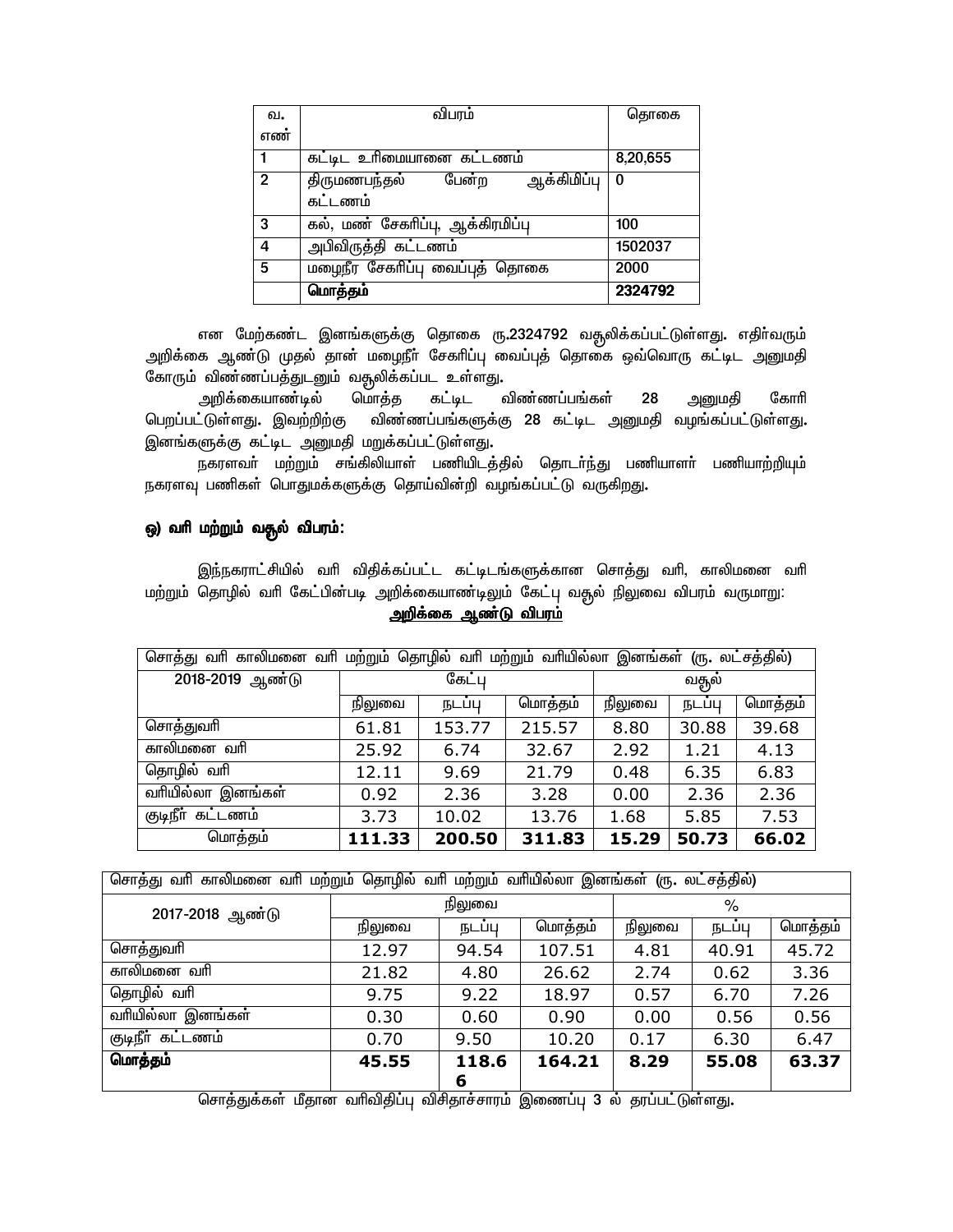| வ. எண் | விபரம் | தொகை |
| --- | --- | --- |
| 1 | கட்டிட உரிமையானை கட்டணம் | 8,20,655 |
| 2 | திருமணபந்தல் பேன்ற ஆக்கிமிப்பு கட்டணம் | 0 |
| 3 | கல், மண் சேகரிப்பு, ஆக்கிரமிப்பு | 100 |
| 4 | அபிவிருத்தி கட்டணம் | 1502037 |
| 5 | மழைநீர சேகரிப்பு வைப்புத் தொகை | 2000 |
| | **மொத்தம்** | **2324792** |

என மேற்கண்ட இனங்களுக்கு தொகை ரூ.2324792 வசூலிக்கப்பட்டுள்ளது. எதிர்வரும் அறிக்கை ஆண்டு முதல் தான் மழைநீர் சேகரிப்பு வைப்புத் தொகை ஒவ்வொரு கட்டிட அனுமதி கோரும் விண்ணப்பத்துடனும் வசூலிக்கப்பட உள்ளது.

அறிக்கையாண்டில் மொத்த கட்டிட விண்ணப்பங்கள் 28 அனுமதி கோரி பெறப்பட்டுள்ளது. இவற்றிற்கு விண்ணப்பங்களுக்கு 28 கட்டிட அனுமதி வழங்கப்பட்டுள்ளது. இனங்களுக்கு கட்டிட அனுமதி மறுக்கப்பட்டுள்ளது.

நகரளவர் மற்றும் சங்கிலியாள் பணியிடத்தில் தொடர்ந்து பணியாளர் பணியாற்றியும் நகரளவு பணிகள் பொதுமக்களுக்கு தொய்வின்றி வழங்கப்பட்டு வருகிறது.

### ஒ) வரி மற்றும் வசூல் விபரம்:

இந்நகராட்சியில் வரி விதிக்கப்பட்ட கட்டிடங்களுக்கான சொத்து வரி, காலிமனை வரி மற்றும் தொழில் வரி கேட்பின்படி அறிக்கையாண்டிலும் கேட்பு வசூல் நிலுவை விபரம் வருமாறு:

**<u>அறிக்கை ஆண்டு விபரம்</u>**

| சொத்து வரி காலிமனை வரி மற்றும் தொழில் வரி மற்றும் வரியில்லா இனங்கள் (ரூ. லட்சத்தில்) | | | | | | |
| --- | --- | --- | --- | --- | --- | --- |
| 2018-2019 ஆண்டு | கேட்பு | | | வசூல் | | |
| | நிலுவை | நடப்பு | மொத்தம் | நிலுவை | நடப்பு | மொத்தம் |
| சொத்துவரி | 61.81 | 153.77 | 215.57 | 8.80 | 30.88 | 39.68 |
| காலிமனை வரி | 25.92 | 6.74 | 32.67 | 2.92 | 1.21 | 4.13 |
| தொழில் வரி | 12.11 | 9.69 | 21.79 | 0.48 | 6.35 | 6.83 |
| வரியில்லா இனங்கள் | 0.92 | 2.36 | 3.28 | 0.00 | 2.36 | 2.36 |
| குடிநீர் கட்டணம் | 3.73 | 10.02 | 13.76 | 1.68 | 5.85 | 7.53 |
| மொத்தம் | **111.33** | **200.50** | **311.83** | **15.29** | **50.73** | **66.02** |

| சொத்து வரி காலிமனை வரி மற்றும் தொழில் வரி மற்றும் வரியில்லா இனங்கள் (ரூ. லட்சத்தில்) | | | | | | |
| --- | --- | --- | --- | --- | --- | --- |
| 2017-2018 ஆண்டு | நிலுவை | | | % | | |
| | நிலுவை | நடப்பு | மொத்தம் | நிலுவை | நடப்பு | மொத்தம் |
| சொத்துவரி | 12.97 | 94.54 | 107.51 | 4.81 | 40.91 | 45.72 |
| காலிமனை வரி | 21.82 | 4.80 | 26.62 | 2.74 | 0.62 | 3.36 |
| தொழில் வரி | 9.75 | 9.22 | 18.97 | 0.57 | 6.70 | 7.26 |
| வரியில்லா இனங்கள் | 0.30 | 0.60 | 0.90 | 0.00 | 0.56 | 0.56 |
| குடிநீர் கட்டணம் | 0.70 | 9.50 | 10.20 | 0.17 | 6.30 | 6.47 |
| **மொத்தம்** | **45.55** | **118.66** | **164.21** | **8.29** | **55.08** | **63.37** |

சொத்துக்கள் மீதான வரிவிதிப்பு விசிதாச்சாரம் இணைப்பு 3 ல் தரப்பட்டுள்ளது.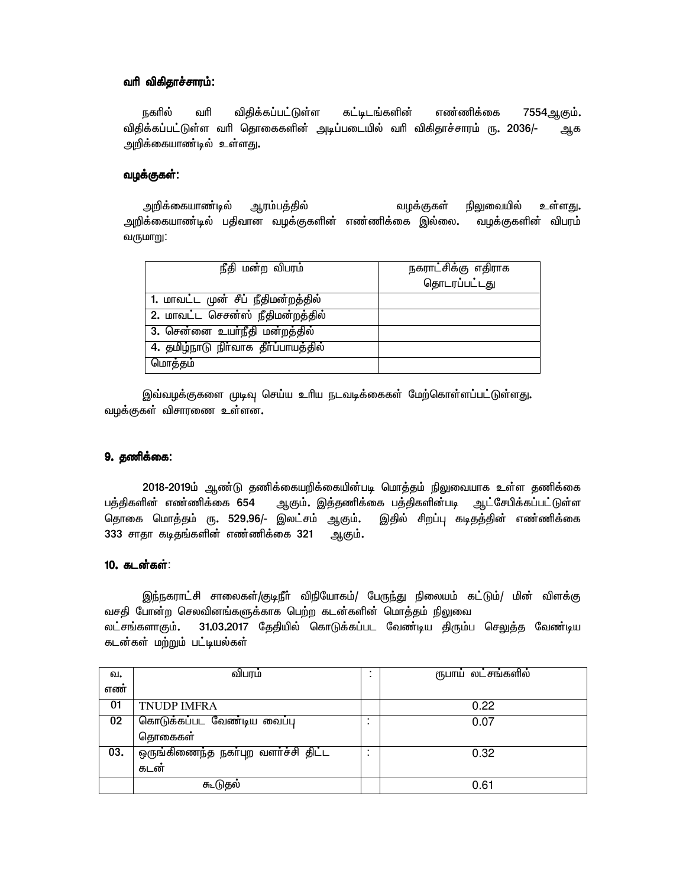**வரி விகிதாச்சாரம்:**

நகரில் வரி விதிக்கப்பட்டுள்ள கட்டிடங்களின் எண்ணிக்கை 7554ஆகும். விதிக்கப்பட்டுள்ள வரி தொகைகளின் அடிப்படையில் வரி விகிதாச்சாரம் ரூ. 2036/- ஆக அறிக்கையாண்டில் உள்ளது.

**வழக்குகள்:**

அறிக்கையாண்டில் ஆரம்பத்தில் வழக்குகள் நிலுவையில் உள்ளது. அறிக்கையாண்டில் பதிவான வழக்குகளின் எண்ணிக்கை இல்லை. வழக்குகளின் விபரம் வருமாறு:

| நீதி மன்ற விபரம் | நகராட்சிக்கு எதிராக தொடரப்பட்டது |
|---|---|
| 1. மாவட்ட முன் சீப் நீதிமன்றத்தில் | |
| 2. மாவட்ட செசன்ஸ் நீதிமன்றத்தில் | |
| 3. சென்னை உயர்நீதி மன்றத்தில் | |
| 4. தமிழ்நாடு நிர்வாக தீர்ப்பாயத்தில் | |
| மொத்தம் | |

இவ்வழக்குகளை முடிவு செய்ய உரிய நடவடிக்கைகள் மேற்கொள்ளப்பட்டுள்ளது. வழக்குகள் விசாரணை உள்ளன.

## 9. தணிக்கை:

2018-2019ம் ஆண்டு தணிக்கையறிக்கையின்படி மொத்தம் நிலுவையாக உள்ள தணிக்கை பத்திகளின் எண்ணிக்கை 654 ஆகும். இத்தணிக்கை பத்திகளின்படி ஆட்சேபிக்கப்பட்டுள்ள தொகை மொத்தம் ரூ. 529.96/- இலட்சம் ஆகும். இதில் சிறப்பு கடிதத்தின் எண்ணிக்கை 333 சாதா கடிதங்களின் எண்ணிக்கை 321 ஆகும்.

## 10. கடன்கள்:

இந்நகராட்சி சாலைகள்/குடிநீர் விநியோகம்/ பேருந்து நிலையம் கட்டும்/ மின் விளக்கு வசதி போன்ற செலவினங்களுக்காக பெற்ற கடன்களின் மொத்தம் நிலுவை லட்சங்களாகும். 31.03.2017 தேதியில் கொடுக்கப்பட வேண்டிய திரும்ப செலுத்த வேண்டிய கடன்கள் மற்றும் பட்டியல்கள்

| வ. எண் | விபரம் | : | ரூபாய் லட்சங்களில் |
|---|---|---|---|
| 01 | TNUDP IMFRA | | 0.22 |
| 02 | கொடுக்கப்பட வேண்டிய வைப்பு தொகைகள் | : | 0.07 |
| 03. | ஒருங்கிணைந்த நகர்புற வளர்ச்சி திட்ட கடன் | : | 0.32 |
| | கூடுதல் | | 0.61 |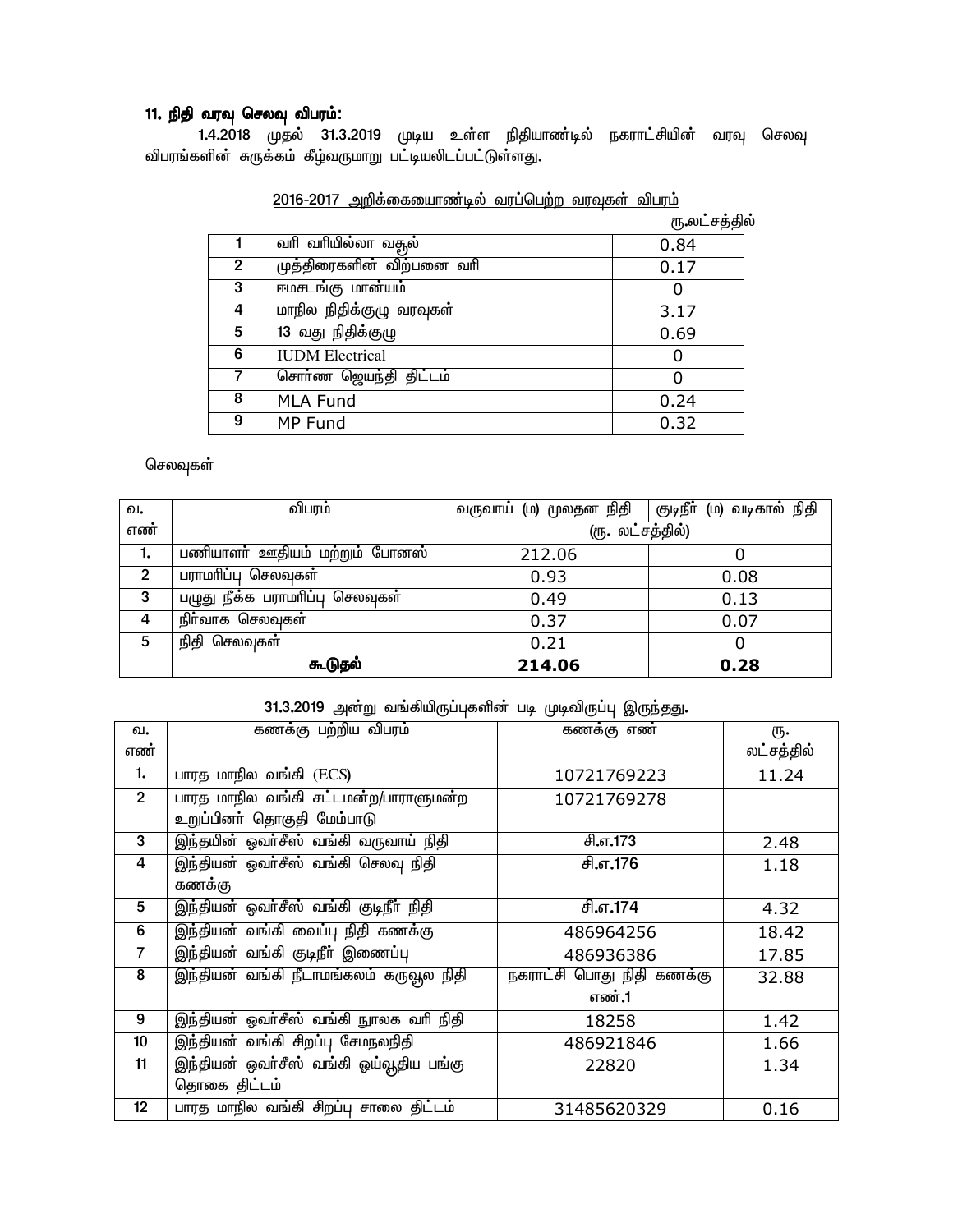## 11. நிதி வரவு செலவு விபரம்:

1.4.2018 முதல் 31.3.2019 முடிய உள்ள நிதியாண்டில் நகராட்சியின் வரவு செலவு விபரங்களின் சுருக்கம் கீழ்வருமாறு பட்டியலிடப்பட்டுள்ளது.

2016-2017 அறிக்கையையாண்டில் வரப்பெற்ற வரவுகள் விபரம்

ரு.லட்சத்தில்

| | | |
|---|---|---|
| 1 | வரி வரியில்லா வசூல் | 0.84 |
| 2 | முத்திரைகளின் விற்பனை வரி | 0.17 |
| 3 | ஈமசடங்கு மான்யம் | 0 |
| 4 | மாநில நிதிக்குழு வரவுகள் | 3.17 |
| 5 | 13 வது நிதிக்குழு | 0.69 |
| 6 | IUDM Electrical | 0 |
| 7 | சொர்ண ஜெயந்தி திட்டம் | 0 |
| 8 | MLA Fund | 0.24 |
| 9 | MP Fund | 0.32 |

செலவுகள்

| வ. எண் | விபரம் | வருவாய் (ம) முலதன நிதி | குடிநீர் (ம) வடிகால் நிதி |
|---|---|---|---|
| | | (ரு. லட்சத்தில்) | |
| 1. | பணியாளர் ஊதியம் மற்றும் போனஸ் | 212.06 | 0 |
| 2 | பராமரிப்பு செலவுகள் | 0.93 | 0.08 |
| 3 | பழுது நீக்க பராமரிப்பு செலவுகள் | 0.49 | 0.13 |
| 4 | நிர்வாக செலவுகள் | 0.37 | 0.07 |
| 5 | நிதி செலவுகள் | 0.21 | 0 |
| | **கூடுதல்** | **214.06** | **0.28** |

31.3.2019 அன்று வங்கியிருப்புகளின் படி முடிவிருப்பு இருந்தது.

| வ. எண் | கணக்கு பற்றிய விபரம் | கணக்கு எண் | ரு. லட்சத்தில் |
|---|---|---|---|
| 1. | பாரத மாநில வங்கி (ECS) | 10721769223 | 11.24 |
| 2 | பாரத மாநில வங்கி சட்டமன்ற/பாராளுமன்ற உறுப்பினர் தொகுதி மேம்பாடு | 10721769278 | |
| 3 | இந்தயின் ஓவர்சீஸ் வங்கி வருவாய் நிதி | சி.எ.173 | 2.48 |
| 4 | இந்தியன் ஓவர்சீஸ் வங்கி செலவு நிதி கணக்கு | சி.எ.176 | 1.18 |
| 5 | இந்தியன் ஓவர்சீஸ் வங்கி குடிநீர் நிதி | சி.எ.174 | 4.32 |
| 6 | இந்தியன் வங்கி வைப்பு நிதி கணக்கு | 486964256 | 18.42 |
| 7 | இந்தியன் வங்கி குடிநீர் இணைப்பு | 486936386 | 17.85 |
| 8 | இந்தியன் வங்கி நீடாமங்கலம் கருவூல நிதி | நகராட்சி பொது நிதி கணக்கு எண்.1 | 32.88 |
| 9 | இந்தியன் ஓவர்சீஸ் வங்கி நூலக வரி நிதி | 18258 | 1.42 |
| 10 | இந்தியன் வங்கி சிறப்பு சேமநலநிதி | 486921846 | 1.66 |
| 11 | இந்தியன் ஓவர்சீஸ் வங்கி ஓய்வூதிய பங்கு தொகை திட்டம் | 22820 | 1.34 |
| 12 | பாரத மாநில வங்கி சிறப்பு சாலை திட்டம் | 31485620329 | 0.16 |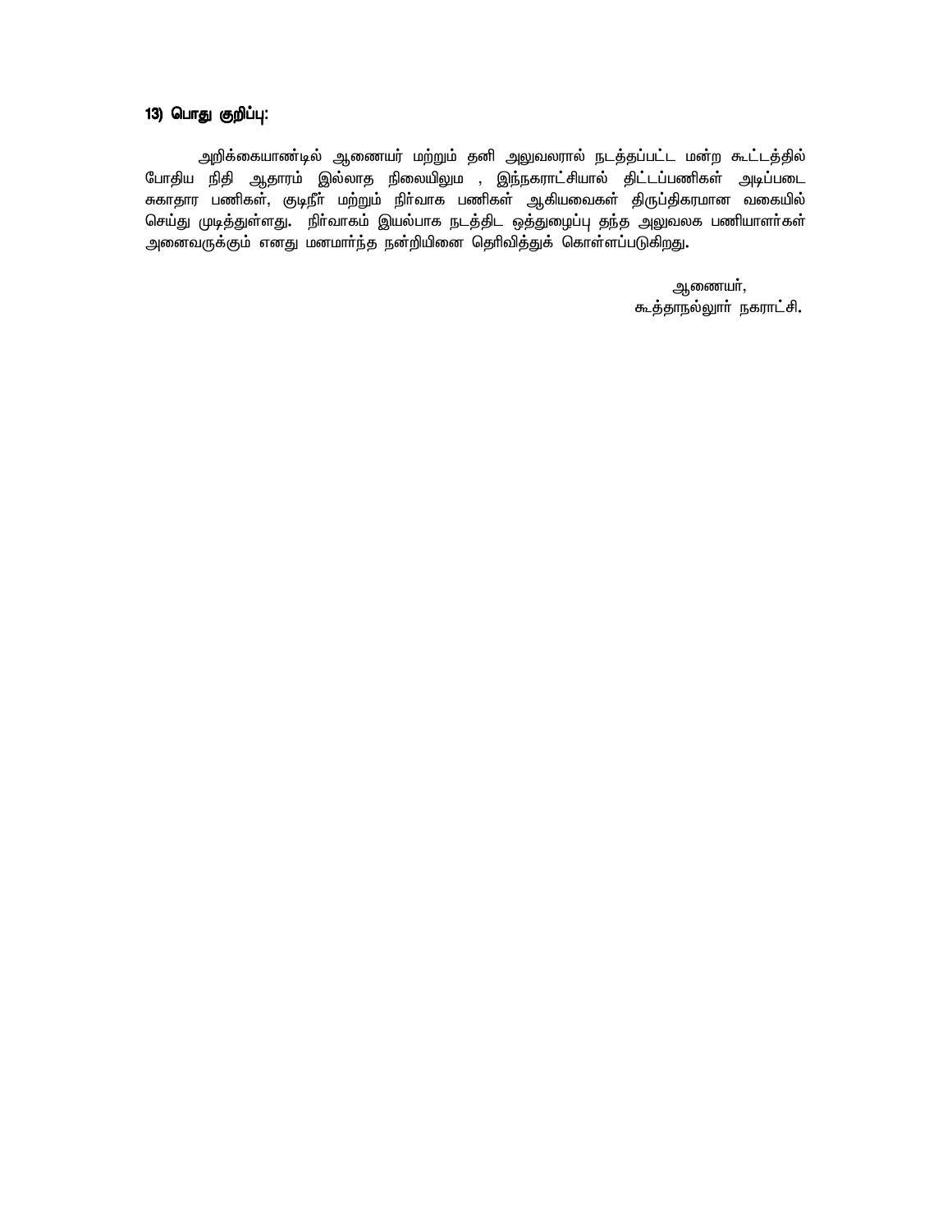**13) பொது குறிப்பு:**

அறிக்கையாண்டில் ஆணையர் மற்றும் தனி அலுவலரால் நடத்தப்பட்ட மன்ற கூட்டத்தில் போதிய நிதி ஆதாரம் இல்லாத நிலையிலும , இந்நகராட்சியால் திட்டப்பணிகள் அடிப்படை சுகாதார பணிகள், குடிநீர் மற்றும் நிர்வாக பணிகள் ஆகியவைகள் திருப்திகரமான வகையில் செய்து முடித்துள்ளது. நிர்வாகம் இயல்பாக நடத்திட ஒத்துழைப்பு தந்த அலுவலக பணியாளர்கள் அனைவருக்கும் எனது மனமார்ந்த நன்றியினை தெரிவித்துக் கொள்ளப்படுகிறது.

ஆணையர்,
கூத்தாநல்லூர் நகராட்சி.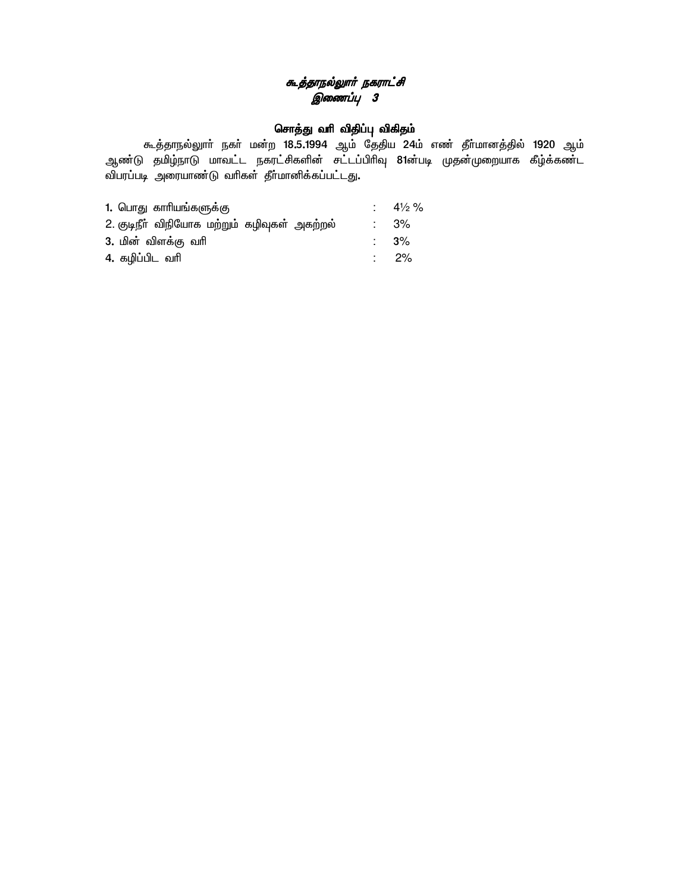***கூத்தாநல்லூர் நகராட்சி***
***இணைப்பு 3***

## சொத்து வரி விதிப்பு விகிதம்

கூத்தாநல்லூர் நகர் மன்ற **18.5.1994** ஆம் தேதிய **24**ம் எண் தீர்மானத்தில் **1920** ஆம் ஆண்டு தமிழ்நாடு மாவட்ட நகரட்சிகளின் சட்டப்பிரிவு **81**ன்படி முதன்முறையாக கீழ்க்கண்ட விபரப்படி அரையாண்டு வரிகள் தீர்மானிக்கப்பட்டது.

| | | |
|---|---|---|
| **1.** பொது காரியங்களுக்கு | : | 4½ % |
| 2. குடிநீர் விநியோக மற்றும் கழிவுகள் அகற்றல் | : | 3% |
| **3.** மின் விளக்கு வரி | : | **3**% |
| **4.** கழிப்பிட வரி | : | 2% |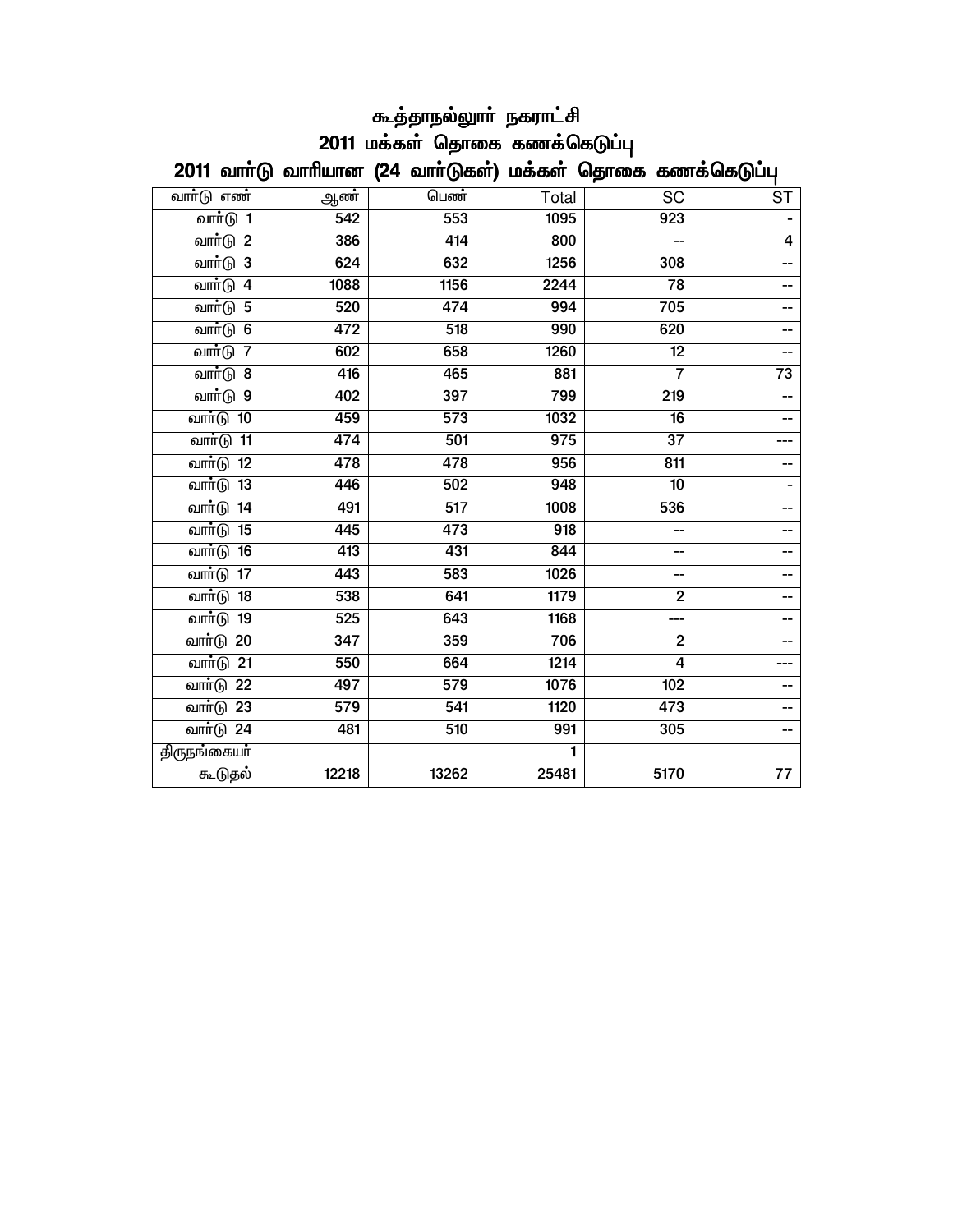# கூத்தாநல்லூர் நகராட்சி
## 2011 மக்கள் தொகை கணக்கெடுப்பு
## 2011 வார்டு வாரியான (24 வார்டுகள்) மக்கள் தொகை கணக்கெடுப்பு

| வார்டு எண் | ஆண் | பெண் | Total | SC | ST |
|---|---|---|---|---|---|
| வார்டு 1 | 542 | 553 | 1095 | 923 | - |
| வார்டு 2 | 386 | 414 | 800 | -- | 4 |
| வார்டு 3 | 624 | 632 | 1256 | 308 | -- |
| வார்டு 4 | 1088 | 1156 | 2244 | 78 | -- |
| வார்டு 5 | 520 | 474 | 994 | 705 | -- |
| வார்டு 6 | 472 | 518 | 990 | 620 | -- |
| வார்டு 7 | 602 | 658 | 1260 | 12 | -- |
| வார்டு 8 | 416 | 465 | 881 | 7 | 73 |
| வார்டு 9 | 402 | 397 | 799 | 219 | -- |
| வார்டு 10 | 459 | 573 | 1032 | 16 | -- |
| வார்டு 11 | 474 | 501 | 975 | 37 | --- |
| வார்டு 12 | 478 | 478 | 956 | 811 | -- |
| வார்டு 13 | 446 | 502 | 948 | 10 | - |
| வார்டு 14 | 491 | 517 | 1008 | 536 | -- |
| வார்டு 15 | 445 | 473 | 918 | -- | -- |
| வார்டு 16 | 413 | 431 | 844 | -- | -- |
| வார்டு 17 | 443 | 583 | 1026 | -- | -- |
| வார்டு 18 | 538 | 641 | 1179 | 2 | -- |
| வார்டு 19 | 525 | 643 | 1168 | --- | -- |
| வார்டு 20 | 347 | 359 | 706 | 2 | -- |
| வார்டு 21 | 550 | 664 | 1214 | 4 | --- |
| வார்டு 22 | 497 | 579 | 1076 | 102 | -- |
| வார்டு 23 | 579 | 541 | 1120 | 473 | -- |
| வார்டு 24 | 481 | 510 | 991 | 305 | -- |
| திருநங்கையர் | | | 1 | | |
| கூடுதல் | 12218 | 13262 | 25481 | 5170 | 77 |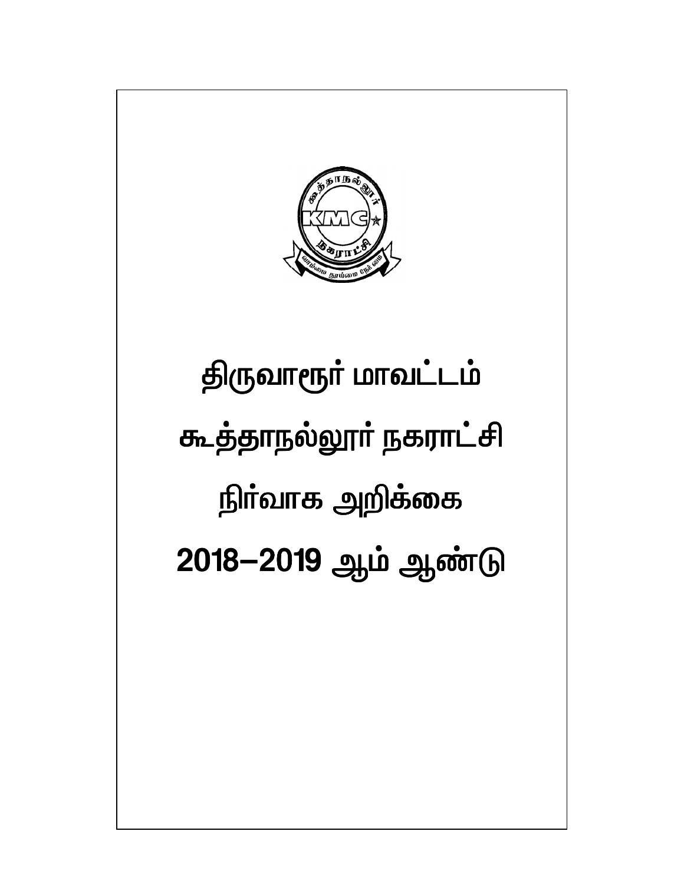# திருவாரூர் மாவட்டம்

# கூத்தாநல்லூர் நகராட்சி

# நிர்வாக அறிக்கை

# 2018–2019 ஆம் ஆண்டு